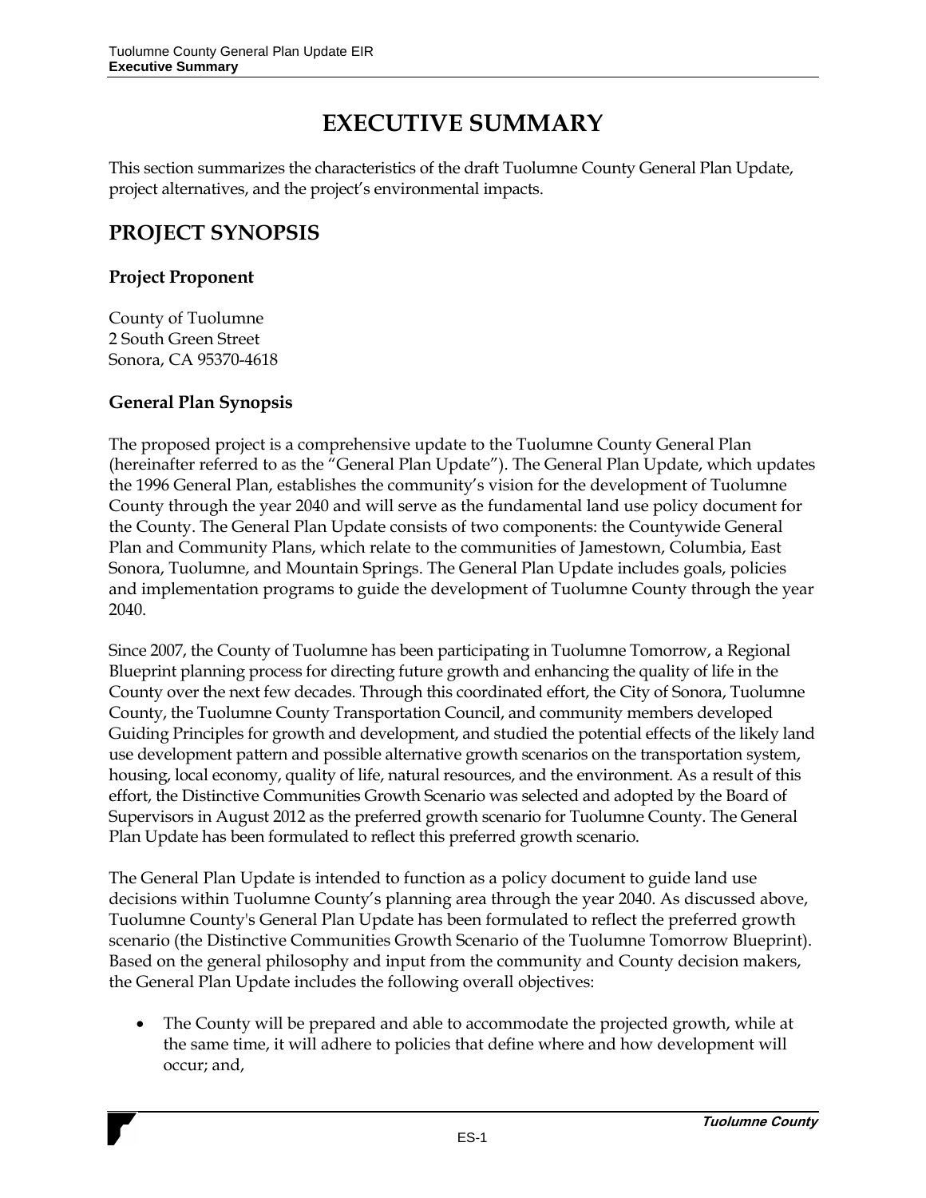# EXECUTIVE SUMMARY

This section summarizes the characteristics of the draft Tuolumne County General Plan Update, project alternatives, and the project's environmental impacts.

## PROJECT SYNOPSIS

### Project Proponent

County of Tuolumne
2 South Green Street
Sonora, CA 95370-4618

### General Plan Synopsis

The proposed project is a comprehensive update to the Tuolumne County General Plan (hereinafter referred to as the "General Plan Update"). The General Plan Update, which updates the 1996 General Plan, establishes the community's vision for the development of Tuolumne County through the year 2040 and will serve as the fundamental land use policy document for the County. The General Plan Update consists of two components: the Countywide General Plan and Community Plans, which relate to the communities of Jamestown, Columbia, East Sonora, Tuolumne, and Mountain Springs. The General Plan Update includes goals, policies and implementation programs to guide the development of Tuolumne County through the year 2040.

Since 2007, the County of Tuolumne has been participating in Tuolumne Tomorrow, a Regional Blueprint planning process for directing future growth and enhancing the quality of life in the County over the next few decades. Through this coordinated effort, the City of Sonora, Tuolumne County, the Tuolumne County Transportation Council, and community members developed Guiding Principles for growth and development, and studied the potential effects of the likely land use development pattern and possible alternative growth scenarios on the transportation system, housing, local economy, quality of life, natural resources, and the environment. As a result of this effort, the Distinctive Communities Growth Scenario was selected and adopted by the Board of Supervisors in August 2012 as the preferred growth scenario for Tuolumne County. The General Plan Update has been formulated to reflect this preferred growth scenario.

The General Plan Update is intended to function as a policy document to guide land use decisions within Tuolumne County's planning area through the year 2040. As discussed above, Tuolumne County's General Plan Update has been formulated to reflect the preferred growth scenario (the Distinctive Communities Growth Scenario of the Tuolumne Tomorrow Blueprint). Based on the general philosophy and input from the community and County decision makers, the General Plan Update includes the following overall objectives:

- The County will be prepared and able to accommodate the projected growth, while at the same time, it will adhere to policies that define where and how development will occur; and,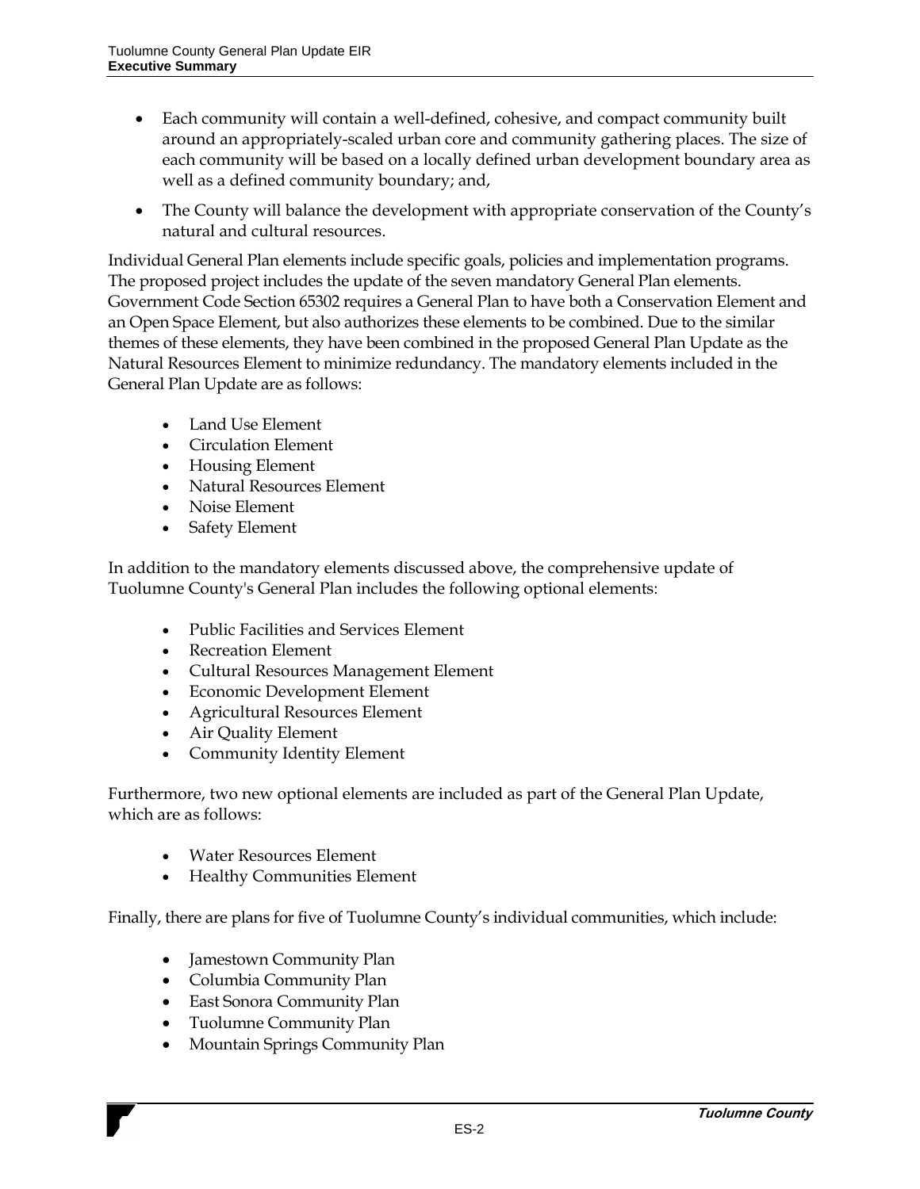- Each community will contain a well-defined, cohesive, and compact community built around an appropriately-scaled urban core and community gathering places. The size of each community will be based on a locally defined urban development boundary area as well as a defined community boundary; and,
- The County will balance the development with appropriate conservation of the County's natural and cultural resources.

Individual General Plan elements include specific goals, policies and implementation programs. The proposed project includes the update of the seven mandatory General Plan elements. Government Code Section 65302 requires a General Plan to have both a Conservation Element and an Open Space Element, but also authorizes these elements to be combined. Due to the similar themes of these elements, they have been combined in the proposed General Plan Update as the Natural Resources Element to minimize redundancy. The mandatory elements included in the General Plan Update are as follows:

- Land Use Element
- Circulation Element
- Housing Element
- Natural Resources Element
- Noise Element
- Safety Element

In addition to the mandatory elements discussed above, the comprehensive update of Tuolumne County's General Plan includes the following optional elements:

- Public Facilities and Services Element
- Recreation Element
- Cultural Resources Management Element
- Economic Development Element
- Agricultural Resources Element
- Air Quality Element
- Community Identity Element

Furthermore, two new optional elements are included as part of the General Plan Update, which are as follows:

- Water Resources Element
- Healthy Communities Element

Finally, there are plans for five of Tuolumne County's individual communities, which include:

- Jamestown Community Plan
- Columbia Community Plan
- East Sonora Community Plan
- Tuolumne Community Plan
- Mountain Springs Community Plan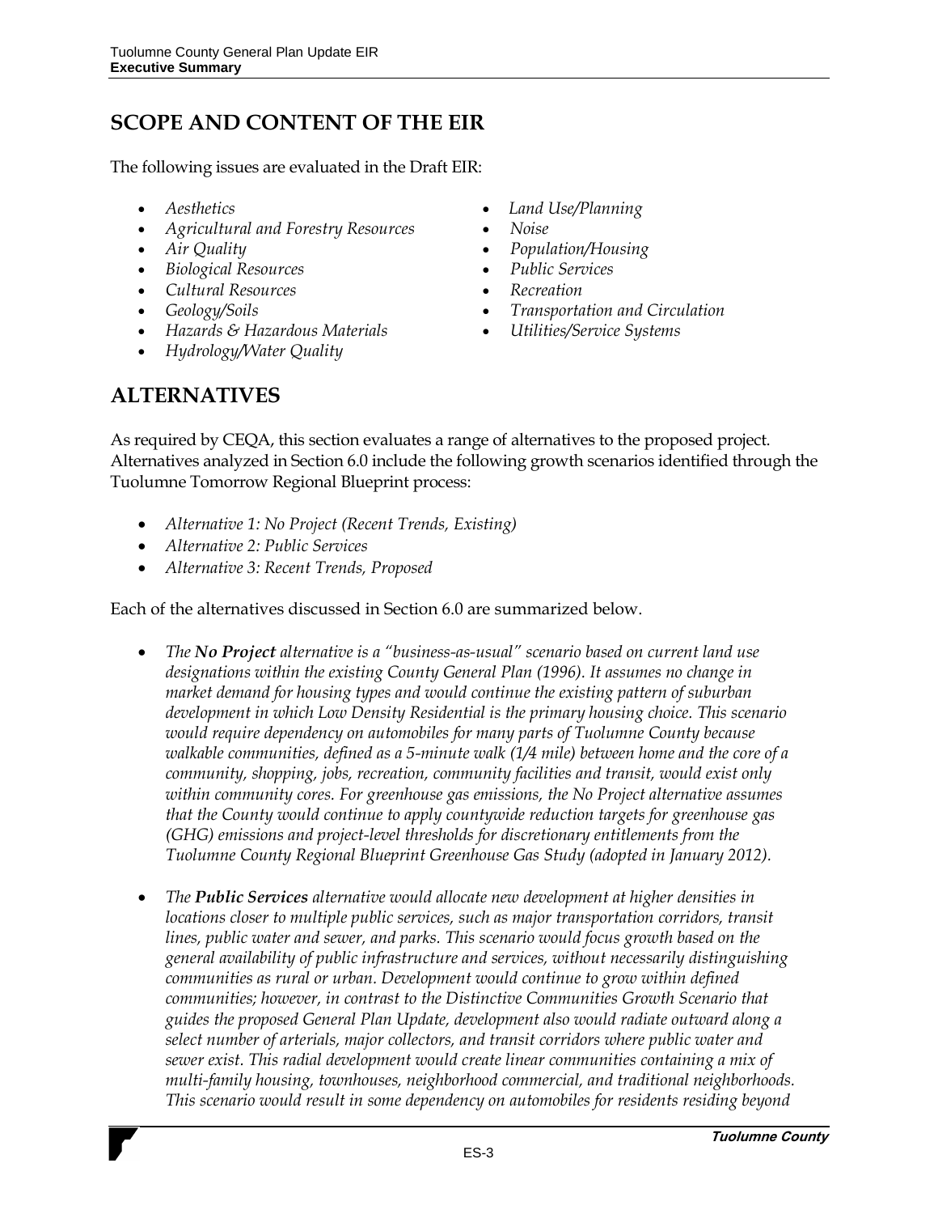## SCOPE AND CONTENT OF THE EIR

The following issues are evaluated in the Draft EIR:

- *Aesthetics*
- *Agricultural and Forestry Resources*
- *Air Quality*
- *Biological Resources*
- *Cultural Resources*
- *Geology/Soils*
- *Hazards & Hazardous Materials*
- *Hydrology/Water Quality*
- *Land Use/Planning*
- *Noise*
- *Population/Housing*
- *Public Services*
- *Recreation*
- *Transportation and Circulation*
- *Utilities/Service Systems*

## ALTERNATIVES

As required by CEQA, this section evaluates a range of alternatives to the proposed project. Alternatives analyzed in Section 6.0 include the following growth scenarios identified through the Tuolumne Tomorrow Regional Blueprint process:

- *Alternative 1: No Project (Recent Trends, Existing)*
- *Alternative 2: Public Services*
- *Alternative 3: Recent Trends, Proposed*

Each of the alternatives discussed in Section 6.0 are summarized below.

- *The **No Project** alternative is a "business-as-usual" scenario based on current land use designations within the existing County General Plan (1996). It assumes no change in market demand for housing types and would continue the existing pattern of suburban development in which Low Density Residential is the primary housing choice. This scenario would require dependency on automobiles for many parts of Tuolumne County because walkable communities, defined as a 5-minute walk (1/4 mile) between home and the core of a community, shopping, jobs, recreation, community facilities and transit, would exist only within community cores. For greenhouse gas emissions, the No Project alternative assumes that the County would continue to apply countywide reduction targets for greenhouse gas (GHG) emissions and project-level thresholds for discretionary entitlements from the Tuolumne County Regional Blueprint Greenhouse Gas Study (adopted in January 2012).*

- *The **Public Services** alternative would allocate new development at higher densities in locations closer to multiple public services, such as major transportation corridors, transit lines, public water and sewer, and parks. This scenario would focus growth based on the general availability of public infrastructure and services, without necessarily distinguishing communities as rural or urban. Development would continue to grow within defined communities; however, in contrast to the Distinctive Communities Growth Scenario that guides the proposed General Plan Update, development also would radiate outward along a select number of arterials, major collectors, and transit corridors where public water and sewer exist. This radial development would create linear communities containing a mix of multi-family housing, townhouses, neighborhood commercial, and traditional neighborhoods. This scenario would result in some dependency on automobiles for residents residing beyond*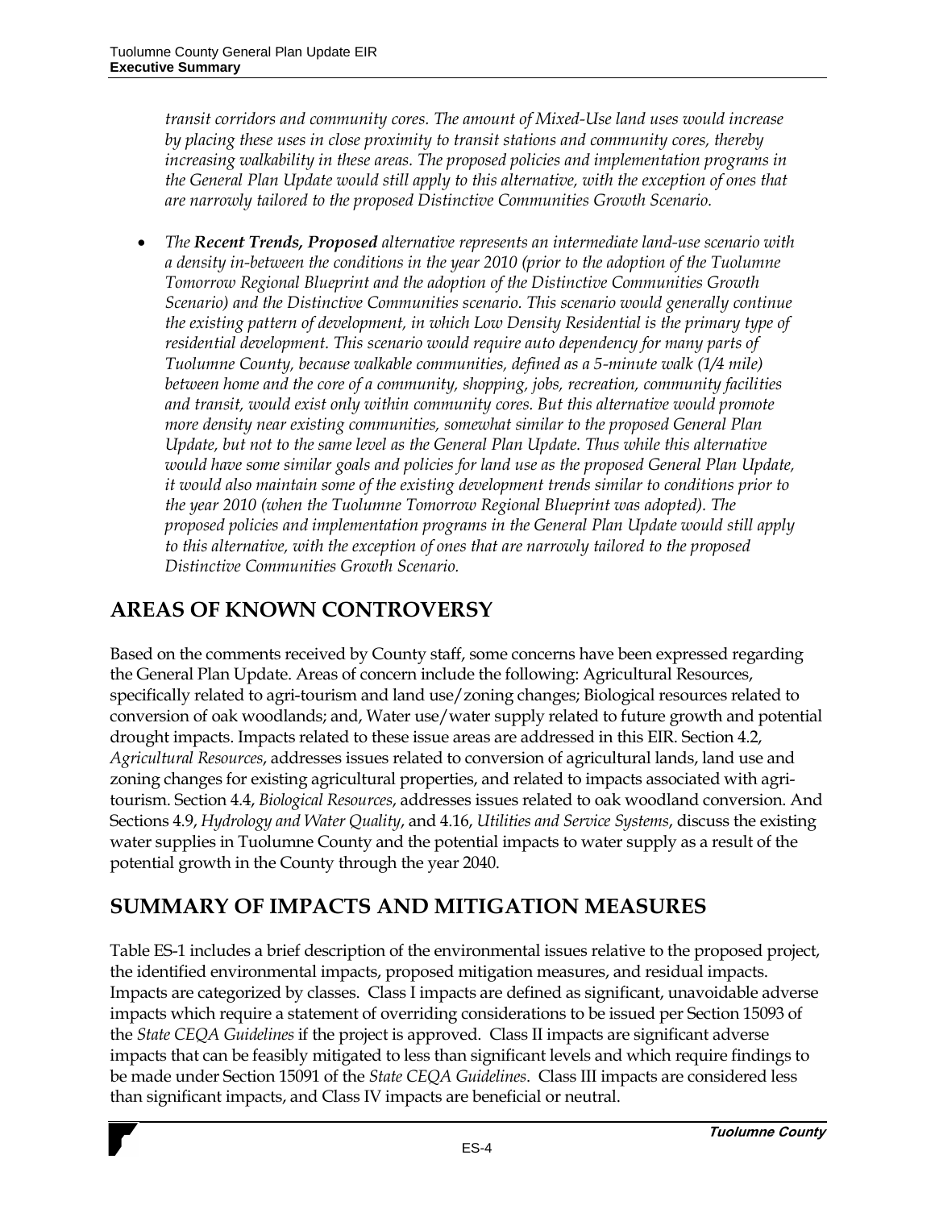*transit corridors and community cores. The amount of Mixed-Use land uses would increase by placing these uses in close proximity to transit stations and community cores, thereby increasing walkability in these areas. The proposed policies and implementation programs in the General Plan Update would still apply to this alternative, with the exception of ones that are narrowly tailored to the proposed Distinctive Communities Growth Scenario.*

- *The **Recent Trends, Proposed** alternative represents an intermediate land-use scenario with a density in-between the conditions in the year 2010 (prior to the adoption of the Tuolumne Tomorrow Regional Blueprint and the adoption of the Distinctive Communities Growth Scenario) and the Distinctive Communities scenario. This scenario would generally continue the existing pattern of development, in which Low Density Residential is the primary type of residential development. This scenario would require auto dependency for many parts of Tuolumne County, because walkable communities, defined as a 5-minute walk (1/4 mile) between home and the core of a community, shopping, jobs, recreation, community facilities and transit, would exist only within community cores. But this alternative would promote more density near existing communities, somewhat similar to the proposed General Plan Update, but not to the same level as the General Plan Update. Thus while this alternative would have some similar goals and policies for land use as the proposed General Plan Update, it would also maintain some of the existing development trends similar to conditions prior to the year 2010 (when the Tuolumne Tomorrow Regional Blueprint was adopted). The proposed policies and implementation programs in the General Plan Update would still apply to this alternative, with the exception of ones that are narrowly tailored to the proposed Distinctive Communities Growth Scenario.*

## AREAS OF KNOWN CONTROVERSY

Based on the comments received by County staff, some concerns have been expressed regarding the General Plan Update. Areas of concern include the following: Agricultural Resources, specifically related to agri-tourism and land use/zoning changes; Biological resources related to conversion of oak woodlands; and, Water use/water supply related to future growth and potential drought impacts. Impacts related to these issue areas are addressed in this EIR. Section 4.2, *Agricultural Resources*, addresses issues related to conversion of agricultural lands, land use and zoning changes for existing agricultural properties, and related to impacts associated with agri-tourism. Section 4.4, *Biological Resources*, addresses issues related to oak woodland conversion. And Sections 4.9, *Hydrology and Water Quality*, and 4.16, *Utilities and Service Systems*, discuss the existing water supplies in Tuolumne County and the potential impacts to water supply as a result of the potential growth in the County through the year 2040.

## SUMMARY OF IMPACTS AND MITIGATION MEASURES

Table ES-1 includes a brief description of the environmental issues relative to the proposed project, the identified environmental impacts, proposed mitigation measures, and residual impacts. Impacts are categorized by classes. Class I impacts are defined as significant, unavoidable adverse impacts which require a statement of overriding considerations to be issued per Section 15093 of the *State CEQA Guidelines* if the project is approved. Class II impacts are significant adverse impacts that can be feasibly mitigated to less than significant levels and which require findings to be made under Section 15091 of the *State CEQA Guidelines*. Class III impacts are considered less than significant impacts, and Class IV impacts are beneficial or neutral.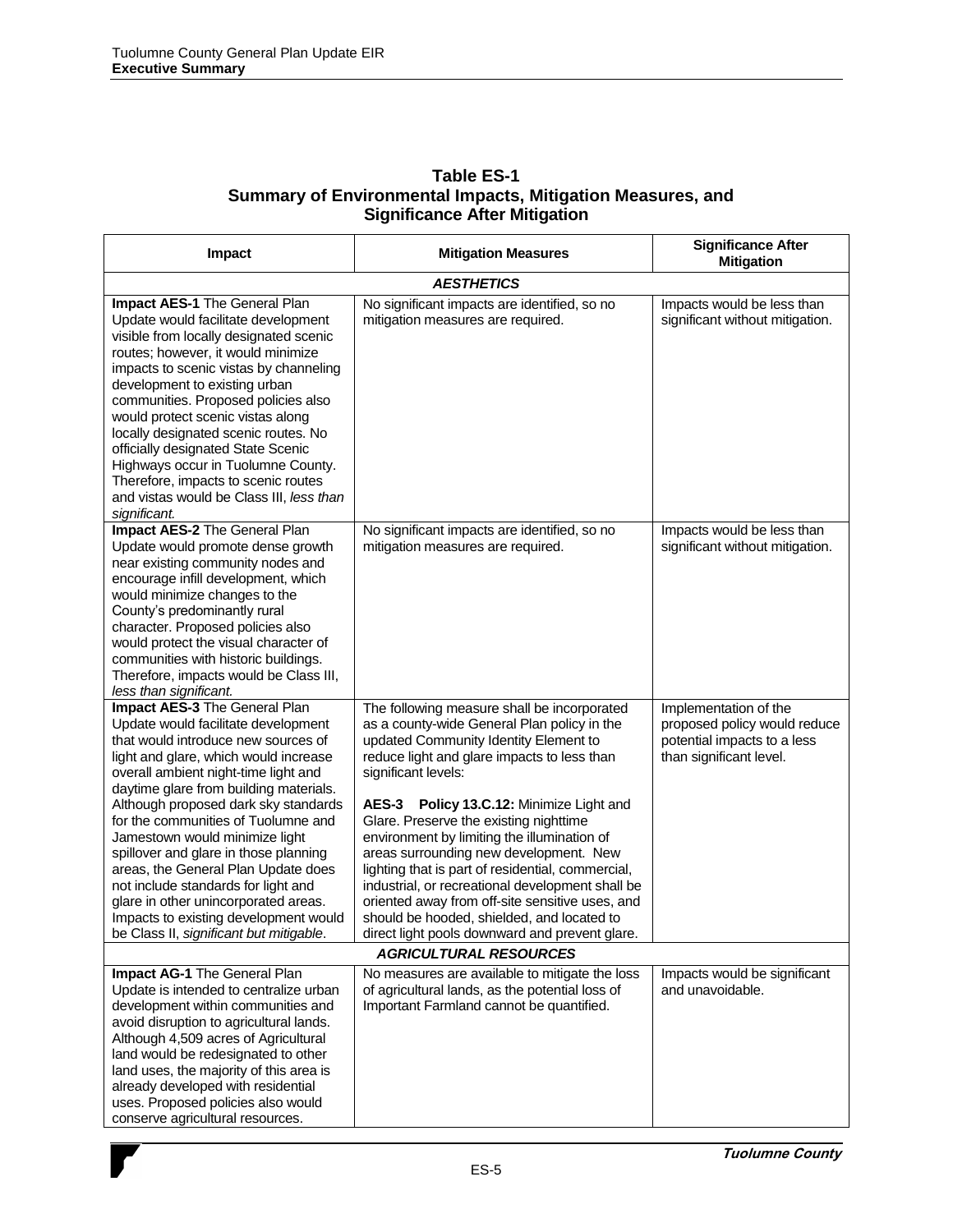**Table ES-1**
**Summary of Environmental Impacts, Mitigation Measures, and Significance After Mitigation**

| Impact | Mitigation Measures | Significance After Mitigation |
|---|---|---|
| ***AESTHETICS*** | | |
| **Impact AES-1** The General Plan Update would facilitate development visible from locally designated scenic routes; however, it would minimize impacts to scenic vistas by channeling development to existing urban communities. Proposed policies also would protect scenic vistas along locally designated scenic routes. No officially designated State Scenic Highways occur in Tuolumne County. Therefore, impacts to scenic routes and vistas would be Class III, *less than significant.* | No significant impacts are identified, so no mitigation measures are required. | Impacts would be less than significant without mitigation. |
| **Impact AES-2** The General Plan Update would promote dense growth near existing community nodes and encourage infill development, which would minimize changes to the County's predominantly rural character. Proposed policies also would protect the visual character of communities with historic buildings. Therefore, impacts would be Class III, *less than significant.* | No significant impacts are identified, so no mitigation measures are required. | Impacts would be less than significant without mitigation. |
| **Impact AES-3** The General Plan Update would facilitate development that would introduce new sources of light and glare, which would increase overall ambient night-time light and daytime glare from building materials. Although proposed dark sky standards for the communities of Tuolumne and Jamestown would minimize light spillover and glare in those planning areas, the General Plan Update does not include standards for light and glare in other unincorporated areas. Impacts to existing development would be Class II, *significant but mitigable*. | The following measure shall be incorporated as a county-wide General Plan policy in the updated Community Identity Element to reduce light and glare impacts to less than significant levels:<br><br>**AES-3 Policy 13.C.12:** Minimize Light and Glare. Preserve the existing nighttime environment by limiting the illumination of areas surrounding new development. New lighting that is part of residential, commercial, industrial, or recreational development shall be oriented away from off-site sensitive uses, and should be hooded, shielded, and located to direct light pools downward and prevent glare. | Implementation of the proposed policy would reduce potential impacts to a less than significant level. |
| ***AGRICULTURAL RESOURCES*** | | |
| **Impact AG-1** The General Plan Update is intended to centralize urban development within communities and avoid disruption to agricultural lands. Although 4,509 acres of Agricultural land would be redesignated to other land uses, the majority of this area is already developed with residential uses. Proposed policies also would conserve agricultural resources. | No measures are available to mitigate the loss of agricultural lands, as the potential loss of Important Farmland cannot be quantified. | Impacts would be significant and unavoidable. |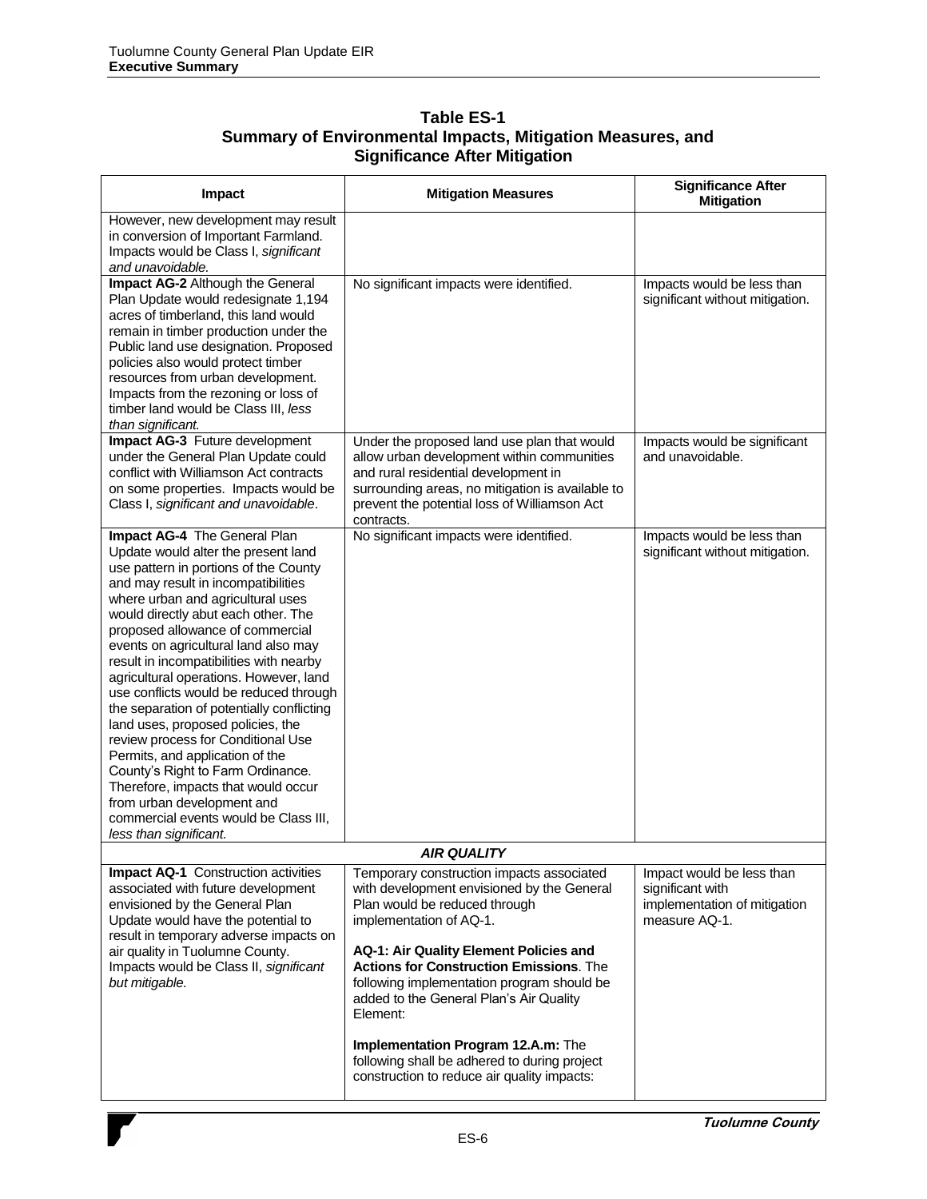**Table ES-1**
**Summary of Environmental Impacts, Mitigation Measures, and Significance After Mitigation**

| Impact | Mitigation Measures | Significance After Mitigation |
|---|---|---|
| However, new development may result in conversion of Important Farmland. Impacts would be Class I, *significant and unavoidable.* | | |
| **Impact AG-2** Although the General Plan Update would redesignate 1,194 acres of timberland, this land would remain in timber production under the Public land use designation. Proposed policies also would protect timber resources from urban development. Impacts from the rezoning or loss of timber land would be Class III, *less than significant.* | No significant impacts were identified. | Impacts would be less than significant without mitigation. |
| **Impact AG-3** Future development under the General Plan Update could conflict with Williamson Act contracts on some properties. Impacts would be Class I, *significant and unavoidable*. | Under the proposed land use plan that would allow urban development within communities and rural residential development in surrounding areas, no mitigation is available to prevent the potential loss of Williamson Act contracts. | Impacts would be significant and unavoidable. |
| **Impact AG-4** The General Plan Update would alter the present land use pattern in portions of the County and may result in incompatibilities where urban and agricultural uses would directly abut each other. The proposed allowance of commercial events on agricultural land also may result in incompatibilities with nearby agricultural operations. However, land use conflicts would be reduced through the separation of potentially conflicting land uses, proposed policies, the review process for Conditional Use Permits, and application of the County's Right to Farm Ordinance. Therefore, impacts that would occur from urban development and commercial events would be Class III, *less than significant.* | No significant impacts were identified. | Impacts would be less than significant without mitigation. |
| | ***AIR QUALITY*** | |
| **Impact AQ-1** Construction activities associated with future development envisioned by the General Plan Update would have the potential to result in temporary adverse impacts on air quality in Tuolumne County. Impacts would be Class II, *significant but mitigable.* | Temporary construction impacts associated with development envisioned by the General Plan would be reduced through implementation of AQ-1.<br><br>**AQ-1: Air Quality Element Policies and Actions for Construction Emissions**. The following implementation program should be added to the General Plan's Air Quality Element:<br><br>**Implementation Program 12.A.m:** The following shall be adhered to during project construction to reduce air quality impacts: | Impact would be less than significant with implementation of mitigation measure AQ-1. |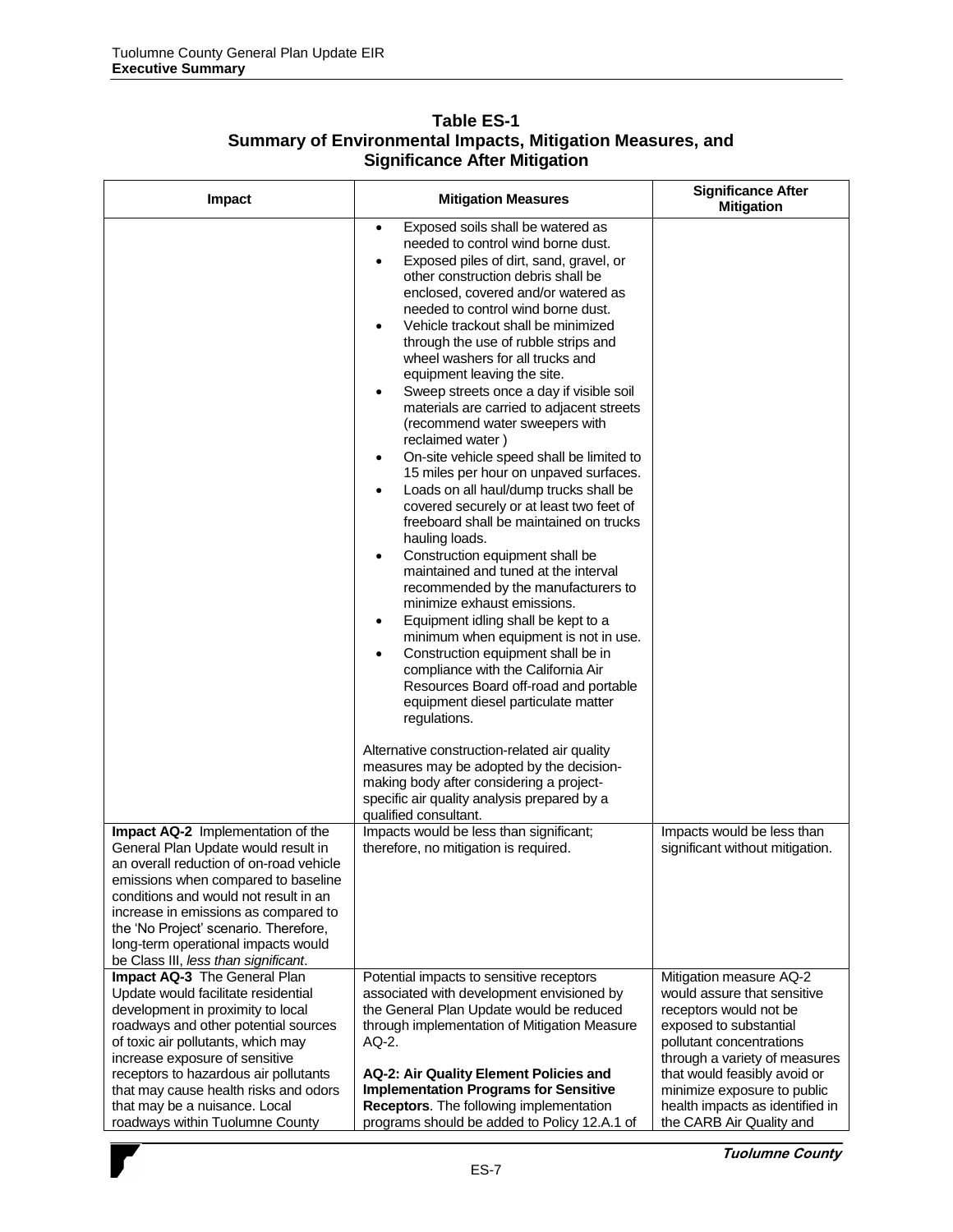**Table ES-1**
**Summary of Environmental Impacts, Mitigation Measures, and Significance After Mitigation**

| Impact | Mitigation Measures | Significance After Mitigation |
|---|---|---|
| | • Exposed soils shall be watered as needed to control wind borne dust.<br>• Exposed piles of dirt, sand, gravel, or other construction debris shall be enclosed, covered and/or watered as needed to control wind borne dust.<br>• Vehicle trackout shall be minimized through the use of rubble strips and wheel washers for all trucks and equipment leaving the site.<br>• Sweep streets once a day if visible soil materials are carried to adjacent streets (recommend water sweepers with reclaimed water )<br>• On-site vehicle speed shall be limited to 15 miles per hour on unpaved surfaces.<br>• Loads on all haul/dump trucks shall be covered securely or at least two feet of freeboard shall be maintained on trucks hauling loads.<br>• Construction equipment shall be maintained and tuned at the interval recommended by the manufacturers to minimize exhaust emissions.<br>• Equipment idling shall be kept to a minimum when equipment is not in use.<br>• Construction equipment shall be in compliance with the California Air Resources Board off-road and portable equipment diesel particulate matter regulations.<br><br>Alternative construction-related air quality measures may be adopted by the decision-making body after considering a project-specific air quality analysis prepared by a qualified consultant. | |
| **Impact AQ-2** Implementation of the General Plan Update would result in an overall reduction of on-road vehicle emissions when compared to baseline conditions and would not result in an increase in emissions as compared to the 'No Project' scenario. Therefore, long-term operational impacts would be Class III, *less than significant*. | Impacts would be less than significant; therefore, no mitigation is required. | Impacts would be less than significant without mitigation. |
| **Impact AQ-3** The General Plan Update would facilitate residential development in proximity to local roadways and other potential sources of toxic air pollutants, which may increase exposure of sensitive receptors to hazardous air pollutants that may cause health risks and odors that may be a nuisance. Local roadways within Tuolumne County | Potential impacts to sensitive receptors associated with development envisioned by the General Plan Update would be reduced through implementation of Mitigation Measure AQ-2.<br><br>**AQ-2: Air Quality Element Policies and Implementation Programs for Sensitive Receptors**. The following implementation programs should be added to Policy 12.A.1 of | Mitigation measure AQ-2 would assure that sensitive receptors would not be exposed to substantial pollutant concentrations through a variety of measures that would feasibly avoid or minimize exposure to public health impacts as identified in the CARB Air Quality and |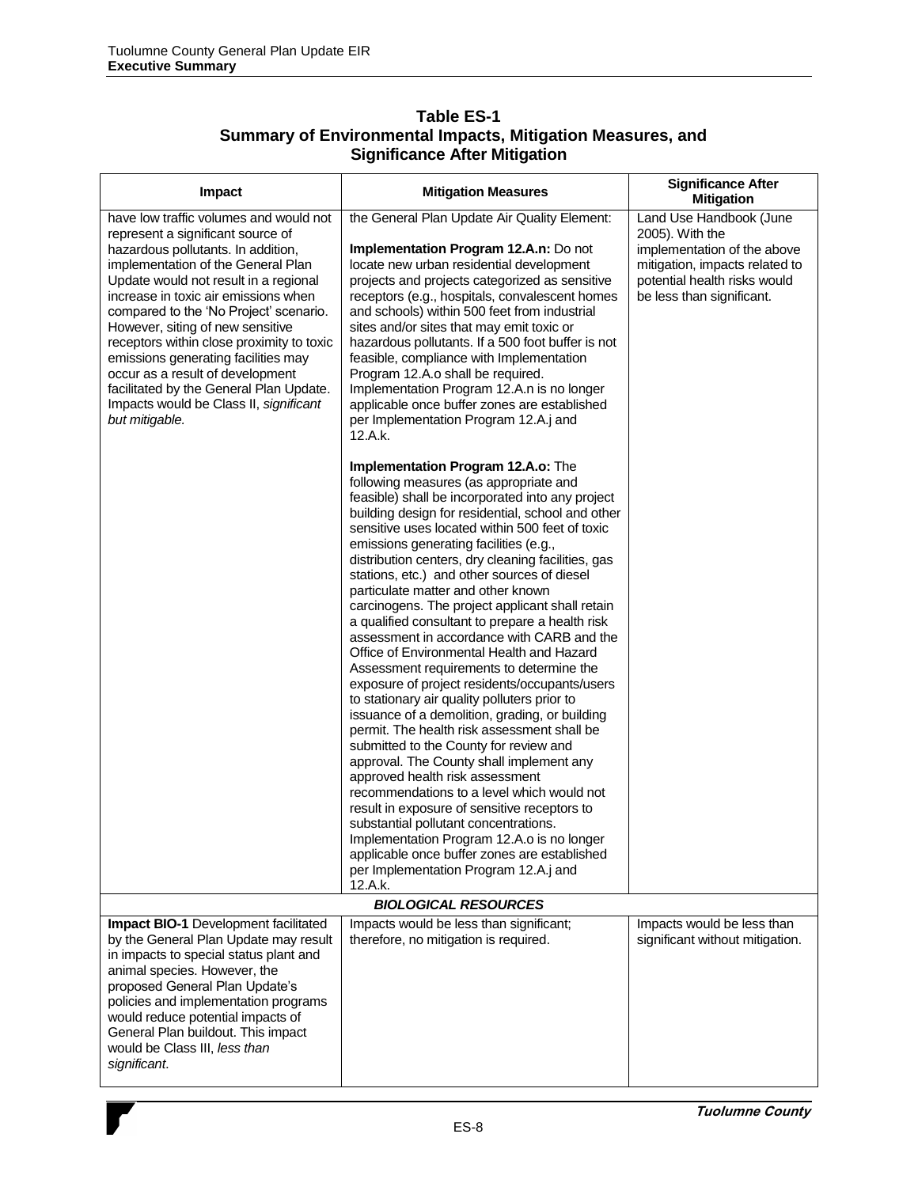**Table ES-1**
**Summary of Environmental Impacts, Mitigation Measures, and Significance After Mitigation**

| Impact | Mitigation Measures | Significance After Mitigation |
|---|---|---|
| have low traffic volumes and would not represent a significant source of hazardous pollutants. In addition, implementation of the General Plan Update would not result in a regional increase in toxic air emissions when compared to the 'No Project' scenario. However, siting of new sensitive receptors within close proximity to toxic emissions generating facilities may occur as a result of development facilitated by the General Plan Update. Impacts would be Class II, *significant but mitigable.* | the General Plan Update Air Quality Element:<br><br>**Implementation Program 12.A.n:** Do not locate new urban residential development projects and projects categorized as sensitive receptors (e.g., hospitals, convalescent homes and schools) within 500 feet from industrial sites and/or sites that may emit toxic or hazardous pollutants. If a 500 foot buffer is not feasible, compliance with Implementation Program 12.A.o shall be required. Implementation Program 12.A.n is no longer applicable once buffer zones are established per Implementation Program 12.A.j and 12.A.k.<br><br>**Implementation Program 12.A.o:** The following measures (as appropriate and feasible) shall be incorporated into any project building design for residential, school and other sensitive uses located within 500 feet of toxic emissions generating facilities (e.g., distribution centers, dry cleaning facilities, gas stations, etc.) and other sources of diesel particulate matter and other known carcinogens. The project applicant shall retain a qualified consultant to prepare a health risk assessment in accordance with CARB and the Office of Environmental Health and Hazard Assessment requirements to determine the exposure of project residents/occupants/users to stationary air quality polluters prior to issuance of a demolition, grading, or building permit. The health risk assessment shall be submitted to the County for review and approval. The County shall implement any approved health risk assessment recommendations to a level which would not result in exposure of sensitive receptors to substantial pollutant concentrations. Implementation Program 12.A.o is no longer applicable once buffer zones are established per Implementation Program 12.A.j and 12.A.k. | Land Use Handbook (June 2005). With the implementation of the above mitigation, impacts related to potential health risks would be less than significant. |
| | ***BIOLOGICAL RESOURCES*** | |
| **Impact BIO-1** Development facilitated by the General Plan Update may result in impacts to special status plant and animal species. However, the proposed General Plan Update's policies and implementation programs would reduce potential impacts of General Plan buildout. This impact would be Class III, *less than significant*. | Impacts would be less than significant; therefore, no mitigation is required. | Impacts would be less than significant without mitigation. |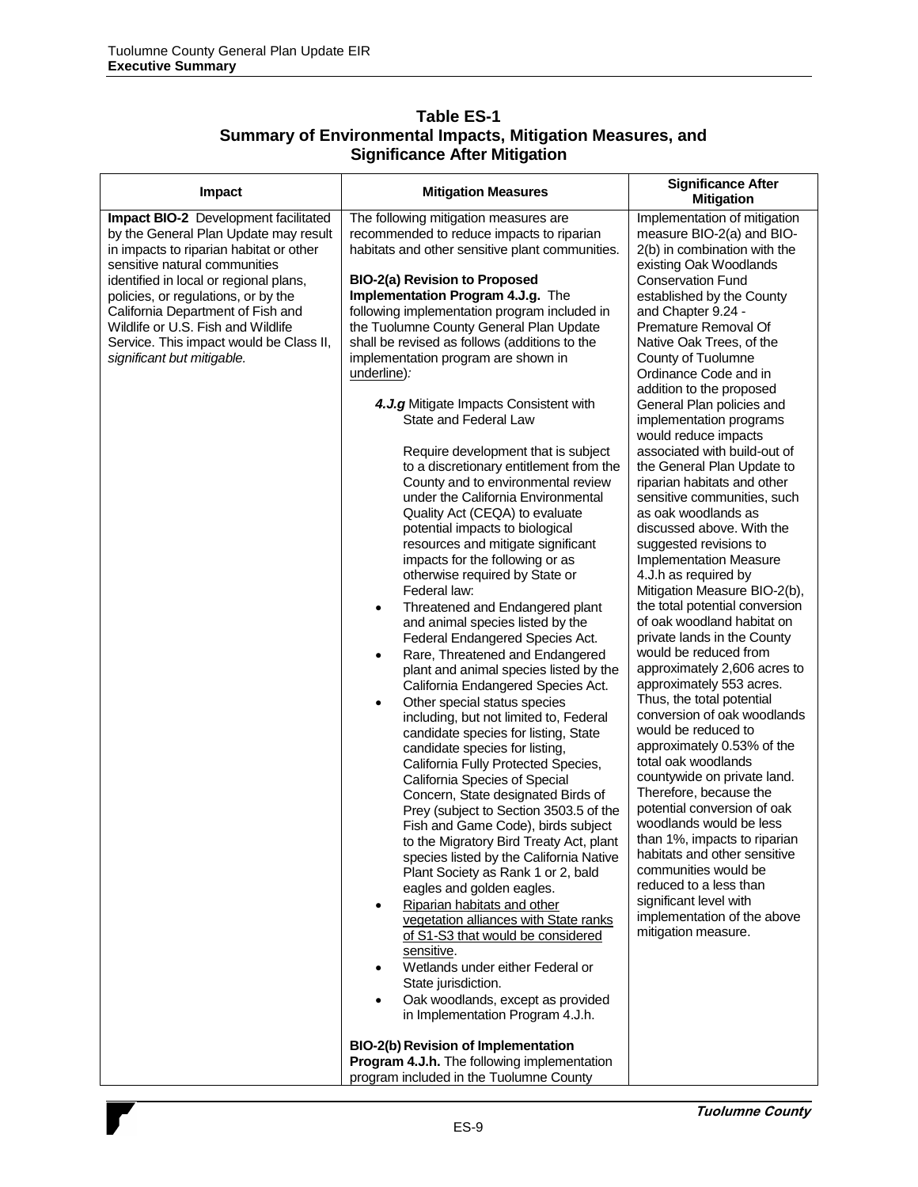**Table ES-1**
**Summary of Environmental Impacts, Mitigation Measures, and Significance After Mitigation**

| Impact | Mitigation Measures | Significance After Mitigation |
|---|---|---|
| **Impact BIO-2** Development facilitated by the General Plan Update may result in impacts to riparian habitat or other sensitive natural communities identified in local or regional plans, policies, or regulations, or by the California Department of Fish and Wildlife or U.S. Fish and Wildlife Service. This impact would be Class II, *significant but mitigable.* | The following mitigation measures are recommended to reduce impacts to riparian habitats and other sensitive plant communities.<br><br>**BIO-2(a) Revision to Proposed Implementation Program 4.J.g.** The following implementation program included in the Tuolumne County General Plan Update shall be revised as follows (additions to the implementation program are shown in <u>underline</u>)*:*<br><br>***4.J.g*** Mitigate Impacts Consistent with State and Federal Law<br><br>Require development that is subject to a discretionary entitlement from the County and to environmental review under the California Environmental Quality Act (CEQA) to evaluate potential impacts to biological resources and mitigate significant impacts for the following or as otherwise required by State or Federal law:<br>• Threatened and Endangered plant and animal species listed by the Federal Endangered Species Act.<br>• Rare, Threatened and Endangered plant and animal species listed by the California Endangered Species Act.<br>• Other special status species including, but not limited to, Federal candidate species for listing, State candidate species for listing, California Fully Protected Species, California Species of Special Concern, State designated Birds of Prey (subject to Section 3503.5 of the Fish and Game Code), birds subject to the Migratory Bird Treaty Act, plant species listed by the California Native Plant Society as Rank 1 or 2, bald eagles and golden eagles.<br>• <u>Riparian habitats and other vegetation alliances with State ranks of S1-S3 that would be considered sensitive</u>.<br>• Wetlands under either Federal or State jurisdiction.<br>• Oak woodlands, except as provided in Implementation Program 4.J.h.<br><br>**BIO-2(b) Revision of Implementation Program 4.J.h.** The following implementation program included in the Tuolumne County | Implementation of mitigation measure BIO-2(a) and BIO-2(b) in combination with the existing Oak Woodlands Conservation Fund established by the County and Chapter 9.24 - Premature Removal Of Native Oak Trees, of the County of Tuolumne Ordinance Code and in addition to the proposed General Plan policies and implementation programs would reduce impacts associated with build-out of the General Plan Update to riparian habitats and other sensitive communities, such as oak woodlands as discussed above. With the suggested revisions to Implementation Measure 4.J.h as required by Mitigation Measure BIO-2(b), the total potential conversion of oak woodland habitat on private lands in the County would be reduced from approximately 2,606 acres to approximately 553 acres. Thus, the total potential conversion of oak woodlands would be reduced to approximately 0.53% of the total oak woodlands countywide on private land. Therefore, because the potential conversion of oak woodlands would be less than 1%, impacts to riparian habitats and other sensitive communities would be reduced to a less than significant level with implementation of the above mitigation measure. |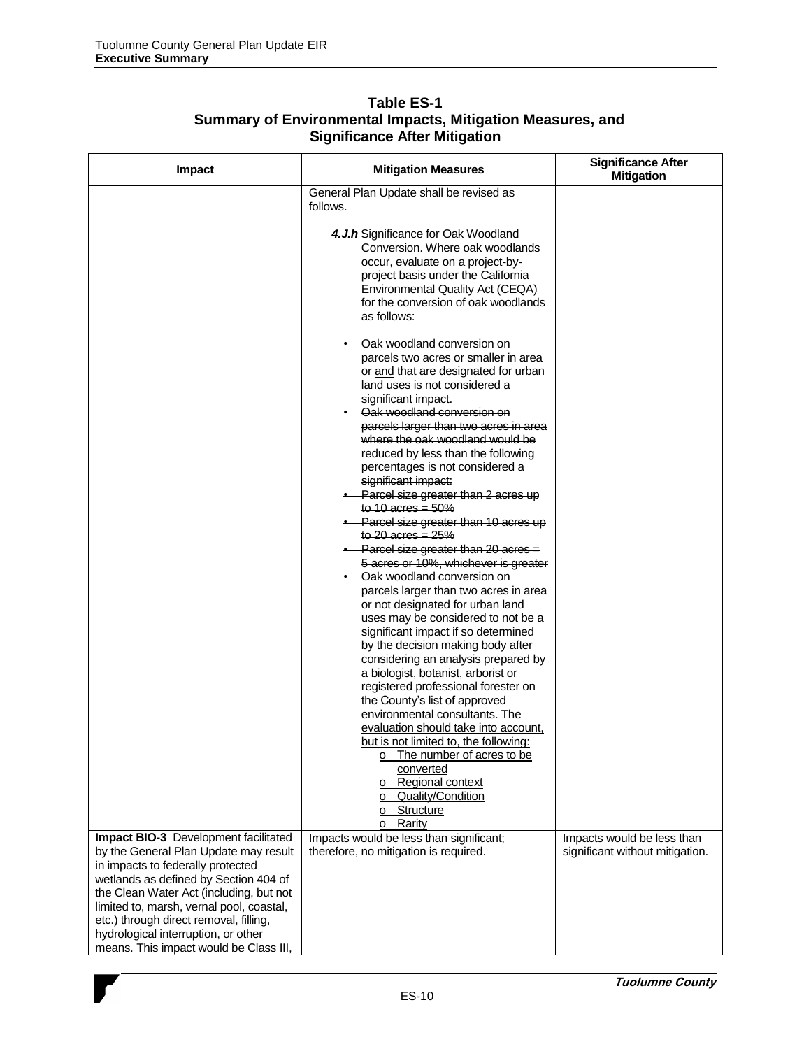**Table ES-1**
**Summary of Environmental Impacts, Mitigation Measures, and Significance After Mitigation**

| Impact | Mitigation Measures | Significance After Mitigation |
|---|---|---|
| | General Plan Update shall be revised as follows.<br><br>***4.J.h*** Significance for Oak Woodland Conversion. Where oak woodlands occur, evaluate on a project-by-project basis under the California Environmental Quality Act (CEQA) for the conversion of oak woodlands as follows:<br><br>• Oak woodland conversion on parcels two acres or smaller in area ~~or~~ <u>and</u> that are designated for urban land uses is not considered a significant impact.<br>• ~~Oak woodland conversion on parcels larger than two acres in area where the oak woodland would be reduced by less than the following percentages is not considered a significant impact:~~<br>• ~~Parcel size greater than 2 acres up to 10 acres = 50%~~<br>• ~~Parcel size greater than 10 acres up to 20 acres = 25%~~<br>• ~~Parcel size greater than 20 acres = 5 acres or 10%, whichever is greater~~<br>• Oak woodland conversion on parcels larger than two acres in area or not designated for urban land uses may be considered to not be a significant impact if so determined by the decision making body after considering an analysis prepared by a biologist, botanist, arborist or registered professional forester on the County's list of approved environmental consultants. <u>The evaluation should take into account, but is not limited to, the following:</u><br>o <u>The number of acres to be converted</u><br>o <u>Regional context</u><br>o <u>Quality/Condition</u><br>o <u>Structure</u><br>o <u>Rarity</u> | |
| **Impact BIO-3** Development facilitated by the General Plan Update may result in impacts to federally protected wetlands as defined by Section 404 of the Clean Water Act (including, but not limited to, marsh, vernal pool, coastal, etc.) through direct removal, filling, hydrological interruption, or other means. This impact would be Class III, | Impacts would be less than significant; therefore, no mitigation is required. | Impacts would be less than significant without mitigation. |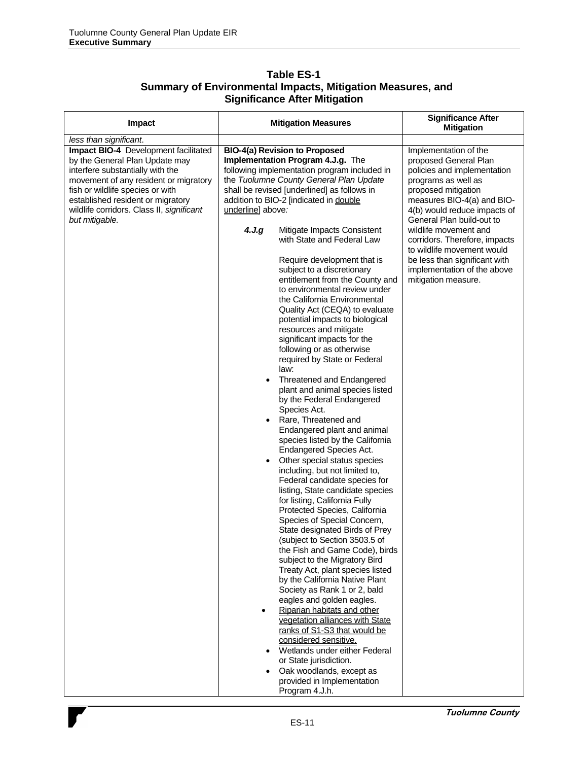**Table ES-1**
**Summary of Environmental Impacts, Mitigation Measures, and Significance After Mitigation**

| Impact | Mitigation Measures | Significance After Mitigation |
|---|---|---|
| *less than significant*. | | |
| **Impact BIO-4** Development facilitated by the General Plan Update may interfere substantially with the movement of any resident or migratory fish or wildlife species or with established resident or migratory wildlife corridors. Class II, *significant but mitigable.* | **BIO-4(a) Revision to Proposed Implementation Program 4.J.g.** The following implementation program included in the *Tuolumne County General Plan Update* shall be revised [underlined] as follows in addition to BIO-2 [indicated in <u>double underline</u>] above*:* <br><br> ***4.J.g*** Mitigate Impacts Consistent with State and Federal Law <br><br> Require development that is subject to a discretionary entitlement from the County and to environmental review under the California Environmental Quality Act (CEQA) to evaluate potential impacts to biological resources and mitigate significant impacts for the following or as otherwise required by State or Federal law: <br>• Threatened and Endangered plant and animal species listed by the Federal Endangered Species Act. <br>• Rare, Threatened and Endangered plant and animal species listed by the California Endangered Species Act. <br>• Other special status species including, but not limited to, Federal candidate species for listing, State candidate species for listing, California Fully Protected Species, California Species of Special Concern, State designated Birds of Prey (subject to Section 3503.5 of the Fish and Game Code), birds subject to the Migratory Bird Treaty Act, plant species listed by the California Native Plant Society as Rank 1 or 2, bald eagles and golden eagles. <br>• <u>Riparian habitats and other vegetation alliances with State ranks of S1-S3 that would be considered sensitive.</u> <br>• Wetlands under either Federal or State jurisdiction. <br>• Oak woodlands, except as provided in Implementation Program 4.J.h. | Implementation of the proposed General Plan policies and implementation programs as well as proposed mitigation measures BIO-4(a) and BIO-4(b) would reduce impacts of General Plan build-out to wildlife movement and corridors. Therefore, impacts to wildlife movement would be less than significant with implementation of the above mitigation measure. |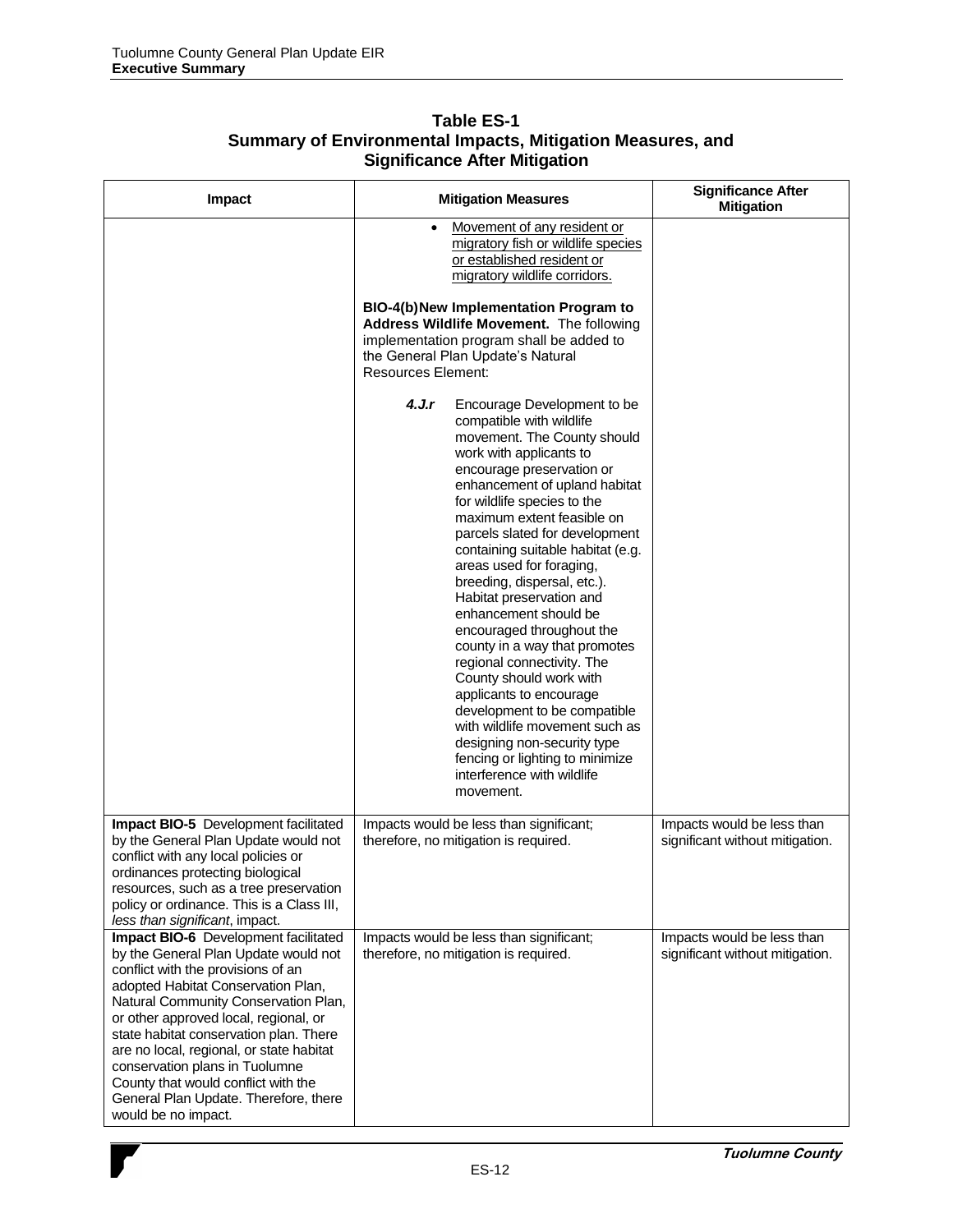**Table ES-1**
**Summary of Environmental Impacts, Mitigation Measures, and Significance After Mitigation**

| Impact | Mitigation Measures | Significance After Mitigation |
|---|---|---|
| | • Movement of any resident or migratory fish or wildlife species or established resident or migratory wildlife corridors.<br><br>**BIO-4(b) New Implementation Program to Address Wildlife Movement.** The following implementation program shall be added to the General Plan Update's Natural Resources Element:<br><br>***4.J.r*** Encourage Development to be compatible with wildlife movement. The County should work with applicants to encourage preservation or enhancement of upland habitat for wildlife species to the maximum extent feasible on parcels slated for development containing suitable habitat (e.g. areas used for foraging, breeding, dispersal, etc.). Habitat preservation and enhancement should be encouraged throughout the county in a way that promotes regional connectivity. The County should work with applicants to encourage development to be compatible with wildlife movement such as designing non-security type fencing or lighting to minimize interference with wildlife movement. | |
| **Impact BIO-5** Development facilitated by the General Plan Update would not conflict with any local policies or ordinances protecting biological resources, such as a tree preservation policy or ordinance. This is a Class III, *less than significant*, impact. | Impacts would be less than significant; therefore, no mitigation is required. | Impacts would be less than significant without mitigation. |
| **Impact BIO-6** Development facilitated by the General Plan Update would not conflict with the provisions of an adopted Habitat Conservation Plan, Natural Community Conservation Plan, or other approved local, regional, or state habitat conservation plan. There are no local, regional, or state habitat conservation plans in Tuolumne County that would conflict with the General Plan Update. Therefore, there would be no impact. | Impacts would be less than significant; therefore, no mitigation is required. | Impacts would be less than significant without mitigation. |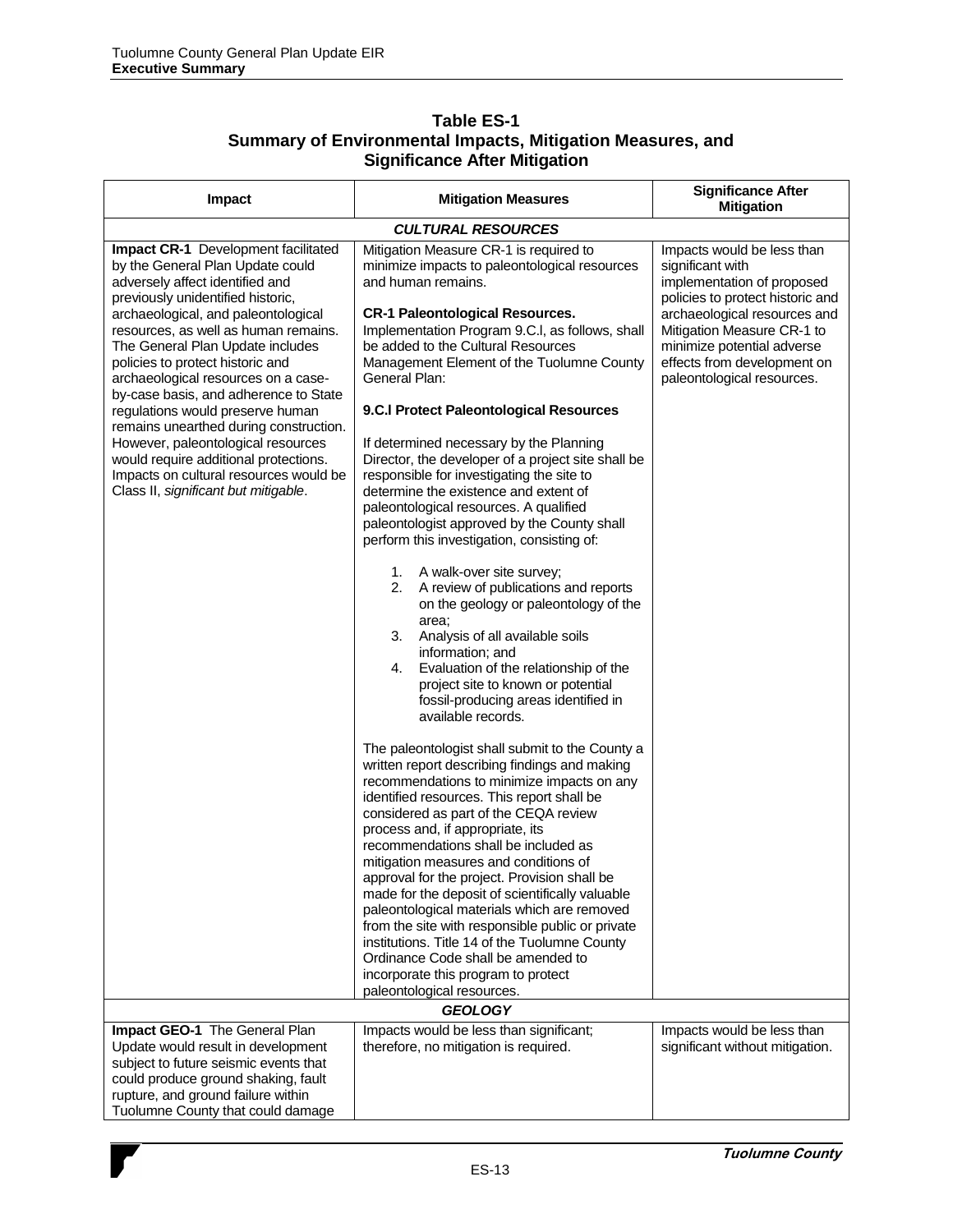**Table ES-1**
**Summary of Environmental Impacts, Mitigation Measures, and Significance After Mitigation**

| Impact | Mitigation Measures | Significance After Mitigation |
|---|---|---|
| ***CULTURAL RESOURCES*** | | |
| **Impact CR-1** Development facilitated by the General Plan Update could adversely affect identified and previously unidentified historic, archaeological, and paleontological resources, as well as human remains. The General Plan Update includes policies to protect historic and archaeological resources on a case-by-case basis, and adherence to State regulations would preserve human remains unearthed during construction. However, paleontological resources would require additional protections. Impacts on cultural resources would be Class II, *significant but mitigable*. | Mitigation Measure CR-1 is required to minimize impacts to paleontological resources and human remains.<br><br>**CR-1 Paleontological Resources.** Implementation Program 9.C.l, as follows, shall be added to the Cultural Resources Management Element of the Tuolumne County General Plan:<br><br>**9.C.l Protect Paleontological Resources**<br><br>If determined necessary by the Planning Director, the developer of a project site shall be responsible for investigating the site to determine the existence and extent of paleontological resources. A qualified paleontologist approved by the County shall perform this investigation, consisting of:<br><br>1. A walk-over site survey;<br>2. A review of publications and reports on the geology or paleontology of the area;<br>3. Analysis of all available soils information; and<br>4. Evaluation of the relationship of the project site to known or potential fossil-producing areas identified in available records.<br><br>The paleontologist shall submit to the County a written report describing findings and making recommendations to minimize impacts on any identified resources. This report shall be considered as part of the CEQA review process and, if appropriate, its recommendations shall be included as mitigation measures and conditions of approval for the project. Provision shall be made for the deposit of scientifically valuable paleontological materials which are removed from the site with responsible public or private institutions. Title 14 of the Tuolumne County Ordinance Code shall be amended to incorporate this program to protect paleontological resources. | Impacts would be less than significant with implementation of proposed policies to protect historic and archaeological resources and Mitigation Measure CR-1 to minimize potential adverse effects from development on paleontological resources. |
| ***GEOLOGY*** | | |
| **Impact GEO-1** The General Plan Update would result in development subject to future seismic events that could produce ground shaking, fault rupture, and ground failure within Tuolumne County that could damage | Impacts would be less than significant; therefore, no mitigation is required. | Impacts would be less than significant without mitigation. |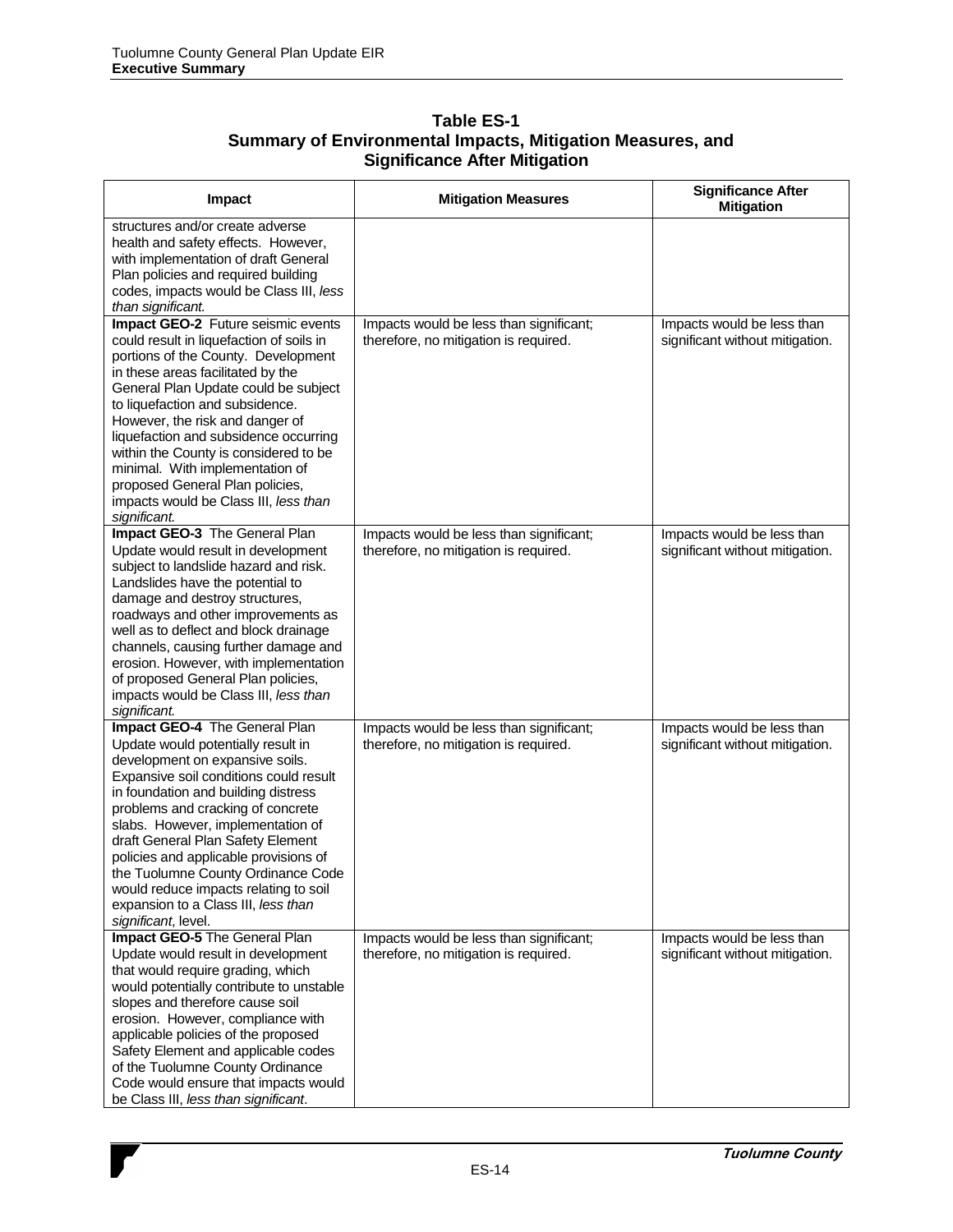**Table ES-1**
**Summary of Environmental Impacts, Mitigation Measures, and Significance After Mitigation**

| Impact | Mitigation Measures | Significance After Mitigation |
|---|---|---|
| structures and/or create adverse health and safety effects. However, with implementation of draft General Plan policies and required building codes, impacts would be Class III, *less than significant.* | | |
| **Impact GEO-2** Future seismic events could result in liquefaction of soils in portions of the County. Development in these areas facilitated by the General Plan Update could be subject to liquefaction and subsidence. However, the risk and danger of liquefaction and subsidence occurring within the County is considered to be minimal. With implementation of proposed General Plan policies, impacts would be Class III, *less than significant.* | Impacts would be less than significant; therefore, no mitigation is required. | Impacts would be less than significant without mitigation. |
| **Impact GEO-3** The General Plan Update would result in development subject to landslide hazard and risk. Landslides have the potential to damage and destroy structures, roadways and other improvements as well as to deflect and block drainage channels, causing further damage and erosion. However, with implementation of proposed General Plan policies, impacts would be Class III, *less than significant.* | Impacts would be less than significant; therefore, no mitigation is required. | Impacts would be less than significant without mitigation. |
| **Impact GEO-4** The General Plan Update would potentially result in development on expansive soils. Expansive soil conditions could result in foundation and building distress problems and cracking of concrete slabs. However, implementation of draft General Plan Safety Element policies and applicable provisions of the Tuolumne County Ordinance Code would reduce impacts relating to soil expansion to a Class III, *less than significant*, level. | Impacts would be less than significant; therefore, no mitigation is required. | Impacts would be less than significant without mitigation. |
| **Impact GEO-5** The General Plan Update would result in development that would require grading, which would potentially contribute to unstable slopes and therefore cause soil erosion. However, compliance with applicable policies of the proposed Safety Element and applicable codes of the Tuolumne County Ordinance Code would ensure that impacts would be Class III, *less than significant*. | Impacts would be less than significant; therefore, no mitigation is required. | Impacts would be less than significant without mitigation. |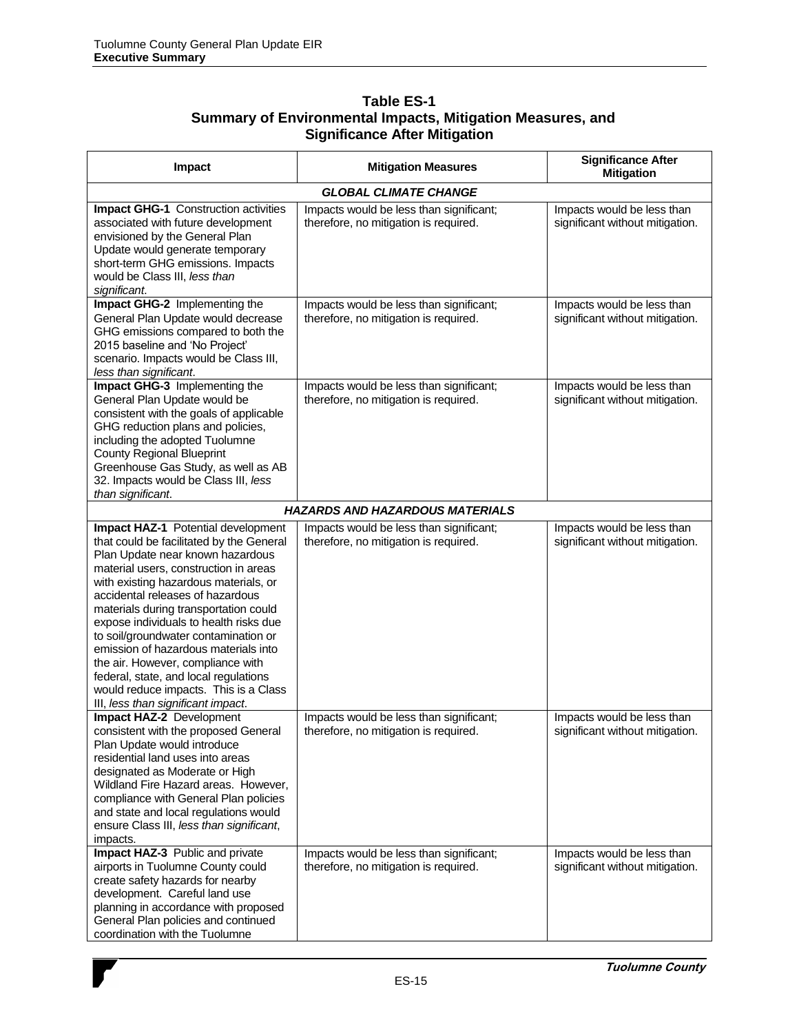**Table ES-1**
**Summary of Environmental Impacts, Mitigation Measures, and Significance After Mitigation**

| Impact | Mitigation Measures | Significance After Mitigation |
| --- | --- | --- |
| ***GLOBAL CLIMATE CHANGE*** | | |
| **Impact GHG-1** Construction activities associated with future development envisioned by the General Plan Update would generate temporary short-term GHG emissions. Impacts would be Class III, *less than significant*. | Impacts would be less than significant; therefore, no mitigation is required. | Impacts would be less than significant without mitigation. |
| **Impact GHG-2** Implementing the General Plan Update would decrease GHG emissions compared to both the 2015 baseline and 'No Project' scenario. Impacts would be Class III, *less than significant*. | Impacts would be less than significant; therefore, no mitigation is required. | Impacts would be less than significant without mitigation. |
| **Impact GHG-3** Implementing the General Plan Update would be consistent with the goals of applicable GHG reduction plans and policies, including the adopted Tuolumne County Regional Blueprint Greenhouse Gas Study, as well as AB 32. Impacts would be Class III, *less than significant*. | Impacts would be less than significant; therefore, no mitigation is required. | Impacts would be less than significant without mitigation. |
| ***HAZARDS AND HAZARDOUS MATERIALS*** | | |
| **Impact HAZ-1** Potential development that could be facilitated by the General Plan Update near known hazardous material users, construction in areas with existing hazardous materials, or accidental releases of hazardous materials during transportation could expose individuals to health risks due to soil/groundwater contamination or emission of hazardous materials into the air. However, compliance with federal, state, and local regulations would reduce impacts. This is a Class III, *less than significant impact*. | Impacts would be less than significant; therefore, no mitigation is required. | Impacts would be less than significant without mitigation. |
| **Impact HAZ-2** Development consistent with the proposed General Plan Update would introduce residential land uses into areas designated as Moderate or High Wildland Fire Hazard areas. However, compliance with General Plan policies and state and local regulations would ensure Class III, *less than significant*, impacts. | Impacts would be less than significant; therefore, no mitigation is required. | Impacts would be less than significant without mitigation. |
| **Impact HAZ-3** Public and private airports in Tuolumne County could create safety hazards for nearby development. Careful land use planning in accordance with proposed General Plan policies and continued coordination with the Tuolumne | Impacts would be less than significant; therefore, no mitigation is required. | Impacts would be less than significant without mitigation. |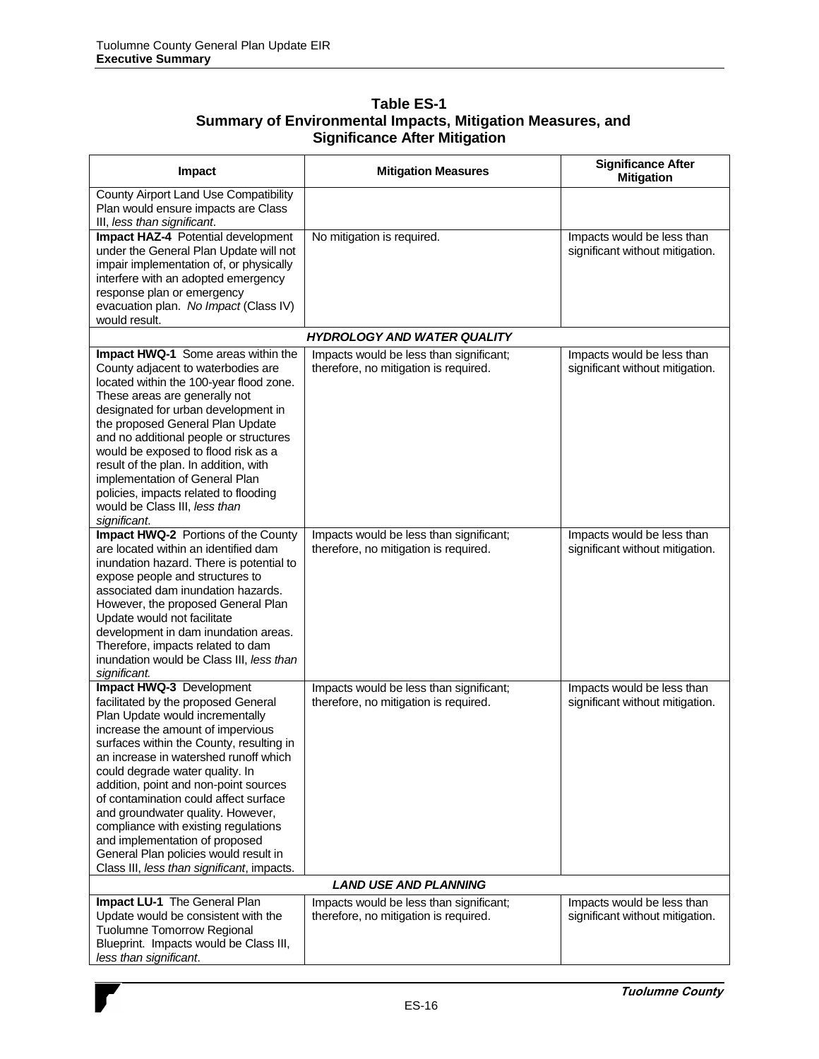**Table ES-1**
**Summary of Environmental Impacts, Mitigation Measures, and Significance After Mitigation**

| Impact | Mitigation Measures | Significance After Mitigation |
|---|---|---|
| County Airport Land Use Compatibility Plan would ensure impacts are Class III, *less than significant*. | | |
| **Impact HAZ-4** Potential development under the General Plan Update will not impair implementation of, or physically interfere with an adopted emergency response plan or emergency evacuation plan. *No Impact* (Class IV) would result. | No mitigation is required. | Impacts would be less than significant without mitigation. |
| ***HYDROLOGY AND WATER QUALITY*** | | |
| **Impact HWQ-1** Some areas within the County adjacent to waterbodies are located within the 100-year flood zone. These areas are generally not designated for urban development in the proposed General Plan Update and no additional people or structures would be exposed to flood risk as a result of the plan. In addition, with implementation of General Plan policies, impacts related to flooding would be Class III, *less than significant*. | Impacts would be less than significant; therefore, no mitigation is required. | Impacts would be less than significant without mitigation. |
| **Impact HWQ-2** Portions of the County are located within an identified dam inundation hazard. There is potential to expose people and structures to associated dam inundation hazards. However, the proposed General Plan Update would not facilitate development in dam inundation areas. Therefore, impacts related to dam inundation would be Class III, *less than significant.* | Impacts would be less than significant; therefore, no mitigation is required. | Impacts would be less than significant without mitigation. |
| **Impact HWQ-3** Development facilitated by the proposed General Plan Update would incrementally increase the amount of impervious surfaces within the County, resulting in an increase in watershed runoff which could degrade water quality. In addition, point and non-point sources of contamination could affect surface and groundwater quality. However, compliance with existing regulations and implementation of proposed General Plan policies would result in Class III, *less than significant*, impacts. | Impacts would be less than significant; therefore, no mitigation is required. | Impacts would be less than significant without mitigation. |
| ***LAND USE AND PLANNING*** | | |
| **Impact LU-1** The General Plan Update would be consistent with the Tuolumne Tomorrow Regional Blueprint. Impacts would be Class III, *less than significant*. | Impacts would be less than significant; therefore, no mitigation is required. | Impacts would be less than significant without mitigation. |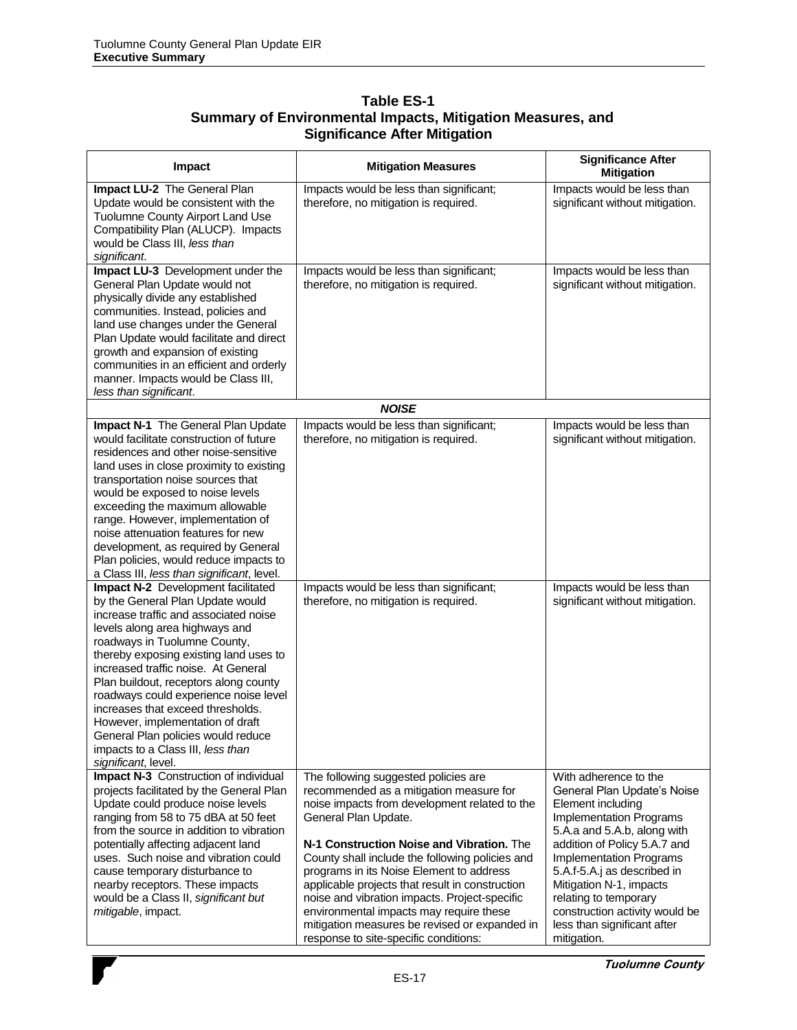**Table ES-1**
**Summary of Environmental Impacts, Mitigation Measures, and Significance After Mitigation**

| Impact | Mitigation Measures | Significance After Mitigation |
|---|---|---|
| **Impact LU-2** The General Plan Update would be consistent with the Tuolumne County Airport Land Use Compatibility Plan (ALUCP). Impacts would be Class III, *less than significant*. | Impacts would be less than significant; therefore, no mitigation is required. | Impacts would be less than significant without mitigation. |
| **Impact LU-3** Development under the General Plan Update would not physically divide any established communities. Instead, policies and land use changes under the General Plan Update would facilitate and direct growth and expansion of existing communities in an efficient and orderly manner. Impacts would be Class III, *less than significant*. | Impacts would be less than significant; therefore, no mitigation is required. | Impacts would be less than significant without mitigation. |
| | ***NOISE*** | |
| **Impact N-1** The General Plan Update would facilitate construction of future residences and other noise-sensitive land uses in close proximity to existing transportation noise sources that would be exposed to noise levels exceeding the maximum allowable range. However, implementation of noise attenuation features for new development, as required by General Plan policies, would reduce impacts to a Class III, *less than significant*, level. | Impacts would be less than significant; therefore, no mitigation is required. | Impacts would be less than significant without mitigation. |
| **Impact N-2** Development facilitated by the General Plan Update would increase traffic and associated noise levels along area highways and roadways in Tuolumne County, thereby exposing existing land uses to increased traffic noise. At General Plan buildout, receptors along county roadways could experience noise level increases that exceed thresholds. However, implementation of draft General Plan policies would reduce impacts to a Class III, *less than significant*, level. | Impacts would be less than significant; therefore, no mitigation is required. | Impacts would be less than significant without mitigation. |
| **Impact N-3** Construction of individual projects facilitated by the General Plan Update could produce noise levels ranging from 58 to 75 dBA at 50 feet from the source in addition to vibration potentially affecting adjacent land uses. Such noise and vibration could cause temporary disturbance to nearby receptors. These impacts would be a Class II, *significant but mitigable*, impact. | The following suggested policies are recommended as a mitigation measure for noise impacts from development related to the General Plan Update.<br><br>**N-1 Construction Noise and Vibration.** The County shall include the following policies and programs in its Noise Element to address applicable projects that result in construction noise and vibration impacts. Project-specific environmental impacts may require these mitigation measures be revised or expanded in response to site-specific conditions: | With adherence to the General Plan Update's Noise Element including Implementation Programs 5.A.a and 5.A.b, along with addition of Policy 5.A.7 and Implementation Programs 5.A.f-5.A.j as described in Mitigation N-1, impacts relating to temporary construction activity would be less than significant after mitigation. |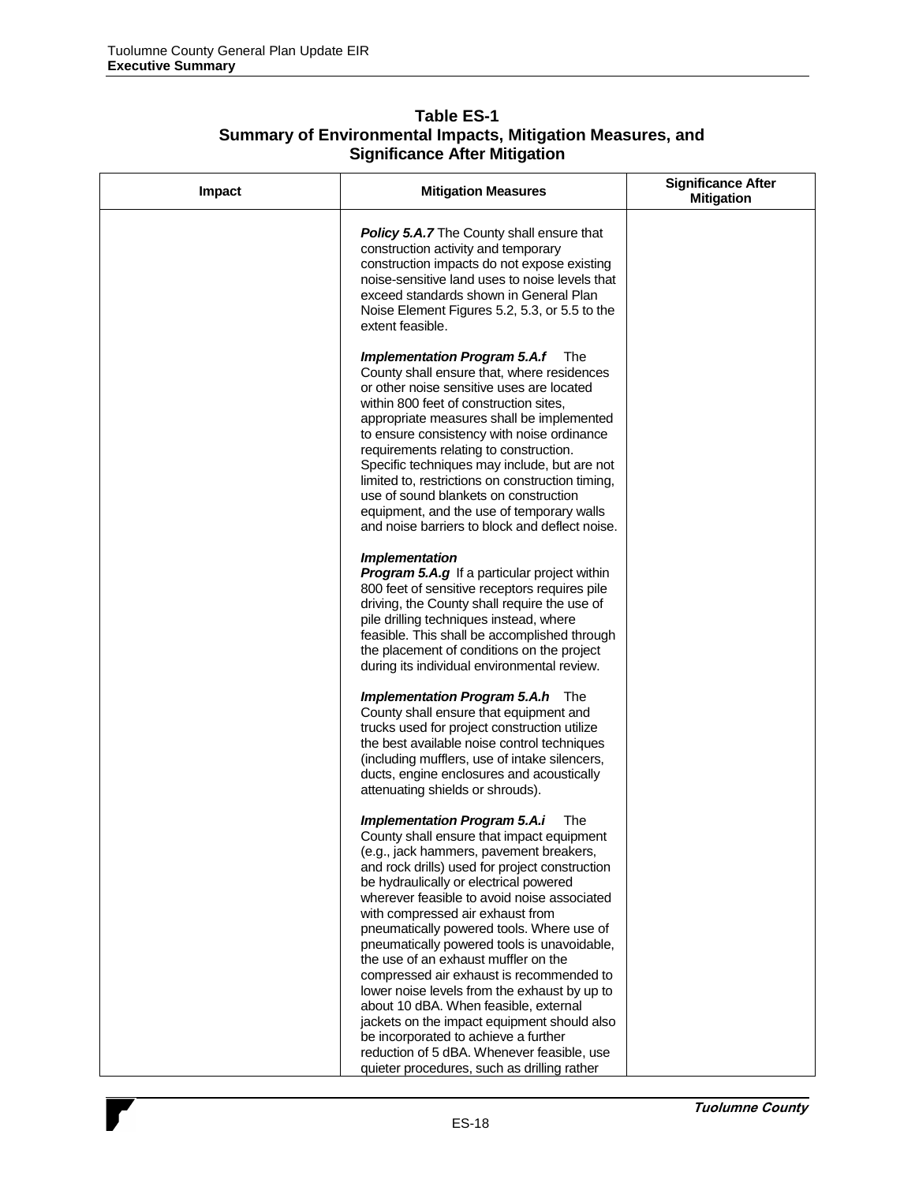**Table ES-1**
**Summary of Environmental Impacts, Mitigation Measures, and Significance After Mitigation**

| Impact | Mitigation Measures | Significance After Mitigation |
|---|---|---|
| | ***Policy 5.A.7*** The County shall ensure that construction activity and temporary construction impacts do not expose existing noise-sensitive land uses to noise levels that exceed standards shown in General Plan Noise Element Figures 5.2, 5.3, or 5.5 to the extent feasible.<br><br>***Implementation Program 5.A.f*** The County shall ensure that, where residences or other noise sensitive uses are located within 800 feet of construction sites, appropriate measures shall be implemented to ensure consistency with noise ordinance requirements relating to construction. Specific techniques may include, but are not limited to, restrictions on construction timing, use of sound blankets on construction equipment, and the use of temporary walls and noise barriers to block and deflect noise.<br><br>***Implementation Program 5.A.g*** If a particular project within 800 feet of sensitive receptors requires pile driving, the County shall require the use of pile drilling techniques instead, where feasible. This shall be accomplished through the placement of conditions on the project during its individual environmental review.<br><br>***Implementation Program 5.A.h*** The County shall ensure that equipment and trucks used for project construction utilize the best available noise control techniques (including mufflers, use of intake silencers, ducts, engine enclosures and acoustically attenuating shields or shrouds).<br><br>***Implementation Program 5.A.i*** The County shall ensure that impact equipment (e.g., jack hammers, pavement breakers, and rock drills) used for project construction be hydraulically or electrical powered wherever feasible to avoid noise associated with compressed air exhaust from pneumatically powered tools. Where use of pneumatically powered tools is unavoidable, the use of an exhaust muffler on the compressed air exhaust is recommended to lower noise levels from the exhaust by up to about 10 dBA. When feasible, external jackets on the impact equipment should also be incorporated to achieve a further reduction of 5 dBA. Whenever feasible, use quieter procedures, such as drilling rather | |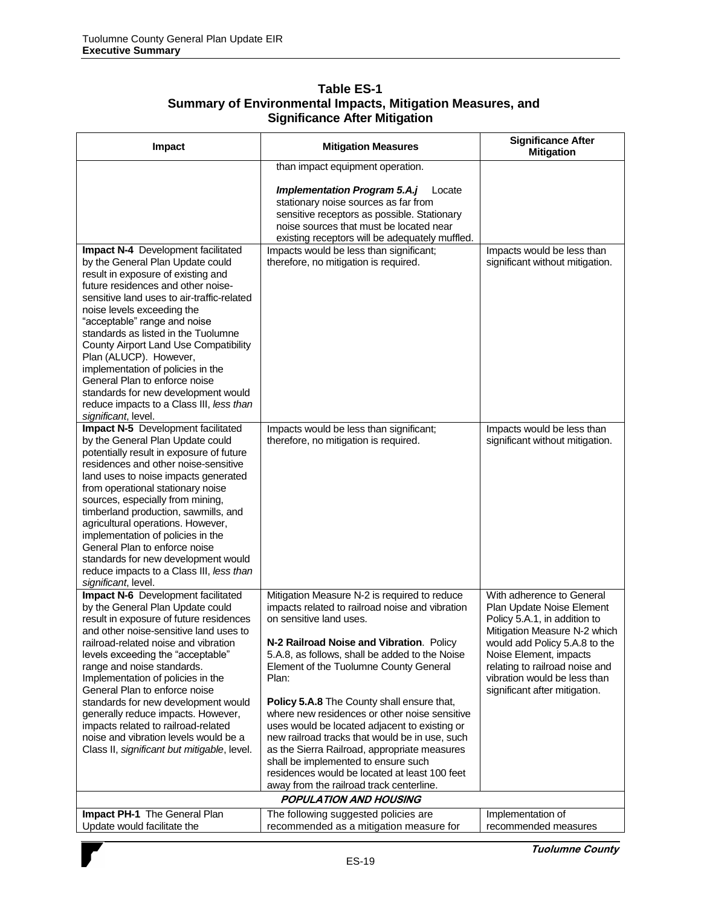**Table ES-1**
**Summary of Environmental Impacts, Mitigation Measures, and Significance After Mitigation**

| Impact | Mitigation Measures | Significance After Mitigation |
|---|---|---|
| | than impact equipment operation.<br><br>***Implementation Program 5.A.j*** Locate stationary noise sources as far from sensitive receptors as possible. Stationary noise sources that must be located near existing receptors will be adequately muffled. | |
| **Impact N-4** Development facilitated by the General Plan Update could result in exposure of existing and future residences and other noise-sensitive land uses to air-traffic-related noise levels exceeding the "acceptable" range and noise standards as listed in the Tuolumne County Airport Land Use Compatibility Plan (ALUCP). However, implementation of policies in the General Plan to enforce noise standards for new development would reduce impacts to a Class III, *less than significant*, level. | Impacts would be less than significant; therefore, no mitigation is required. | Impacts would be less than significant without mitigation. |
| **Impact N-5** Development facilitated by the General Plan Update could potentially result in exposure of future residences and other noise-sensitive land uses to noise impacts generated from operational stationary noise sources, especially from mining, timberland production, sawmills, and agricultural operations. However, implementation of policies in the General Plan to enforce noise standards for new development would reduce impacts to a Class III, *less than significant*, level. | Impacts would be less than significant; therefore, no mitigation is required. | Impacts would be less than significant without mitigation. |
| **Impact N-6** Development facilitated by the General Plan Update could result in exposure of future residences and other noise-sensitive land uses to railroad-related noise and vibration levels exceeding the "acceptable" range and noise standards. Implementation of policies in the General Plan to enforce noise standards for new development would generally reduce impacts. However, impacts related to railroad-related noise and vibration levels would be a Class II, *significant but mitigable*, level. | Mitigation Measure N-2 is required to reduce impacts related to railroad noise and vibration on sensitive land uses.<br><br>**N-2 Railroad Noise and Vibration**. Policy 5.A.8, as follows, shall be added to the Noise Element of the Tuolumne County General Plan:<br><br>**Policy 5.A.8** The County shall ensure that, where new residences or other noise sensitive uses would be located adjacent to existing or new railroad tracks that would be in use, such as the Sierra Railroad, appropriate measures shall be implemented to ensure such residences would be located at least 100 feet away from the railroad track centerline. | With adherence to General Plan Update Noise Element Policy 5.A.1, in addition to Mitigation Measure N-2 which would add Policy 5.A.8 to the Noise Element, impacts relating to railroad noise and vibration would be less than significant after mitigation. |
| ***POPULATION AND HOUSING*** | | |
| **Impact PH-1** The General Plan Update would facilitate the | The following suggested policies are recommended as a mitigation measure for | Implementation of recommended measures |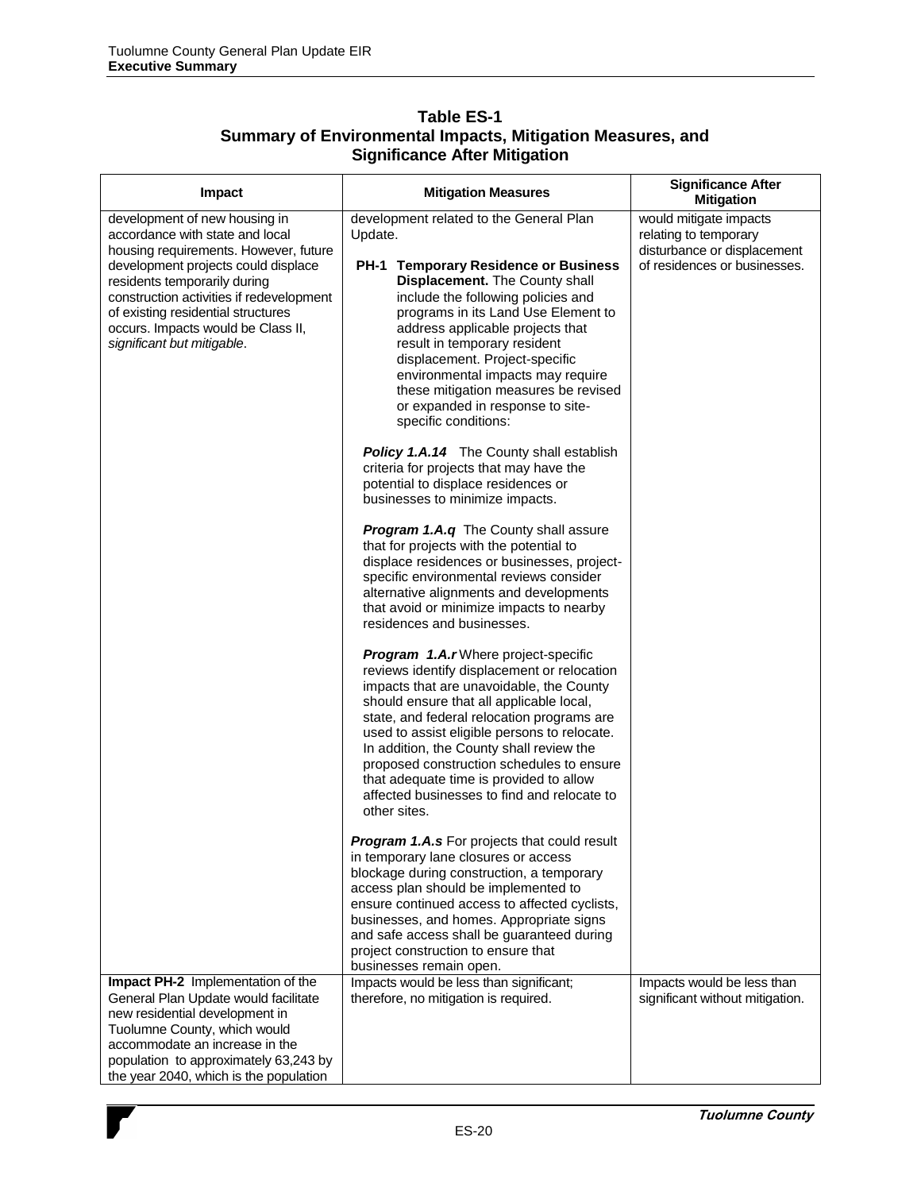**Table ES-1**
**Summary of Environmental Impacts, Mitigation Measures, and Significance After Mitigation**

| Impact | Mitigation Measures | Significance After Mitigation |
| --- | --- | --- |
| development of new housing in accordance with state and local housing requirements. However, future development projects could displace residents temporarily during construction activities if redevelopment of existing residential structures occurs. Impacts would be Class II, *significant but mitigable*. | development related to the General Plan Update.<br><br>**PH-1 Temporary Residence or Business Displacement.** The County shall include the following policies and programs in its Land Use Element to address applicable projects that result in temporary resident displacement. Project-specific environmental impacts may require these mitigation measures be revised or expanded in response to site-specific conditions:<br><br>***Policy 1.A.14*** The County shall establish criteria for projects that may have the potential to displace residences or businesses to minimize impacts.<br><br>***Program 1.A.q*** The County shall assure that for projects with the potential to displace residences or businesses, project-specific environmental reviews consider alternative alignments and developments that avoid or minimize impacts to nearby residences and businesses.<br><br>***Program 1.A.r*** Where project-specific reviews identify displacement or relocation impacts that are unavoidable, the County should ensure that all applicable local, state, and federal relocation programs are used to assist eligible persons to relocate. In addition, the County shall review the proposed construction schedules to ensure that adequate time is provided to allow affected businesses to find and relocate to other sites.<br><br>***Program 1.A.s*** For projects that could result in temporary lane closures or access blockage during construction, a temporary access plan should be implemented to ensure continued access to affected cyclists, businesses, and homes. Appropriate signs and safe access shall be guaranteed during project construction to ensure that businesses remain open. | would mitigate impacts relating to temporary disturbance or displacement of residences or businesses. |
| **Impact PH-2** Implementation of the General Plan Update would facilitate new residential development in Tuolumne County, which would accommodate an increase in the population to approximately 63,243 by the year 2040, which is the population | Impacts would be less than significant; therefore, no mitigation is required. | Impacts would be less than significant without mitigation. |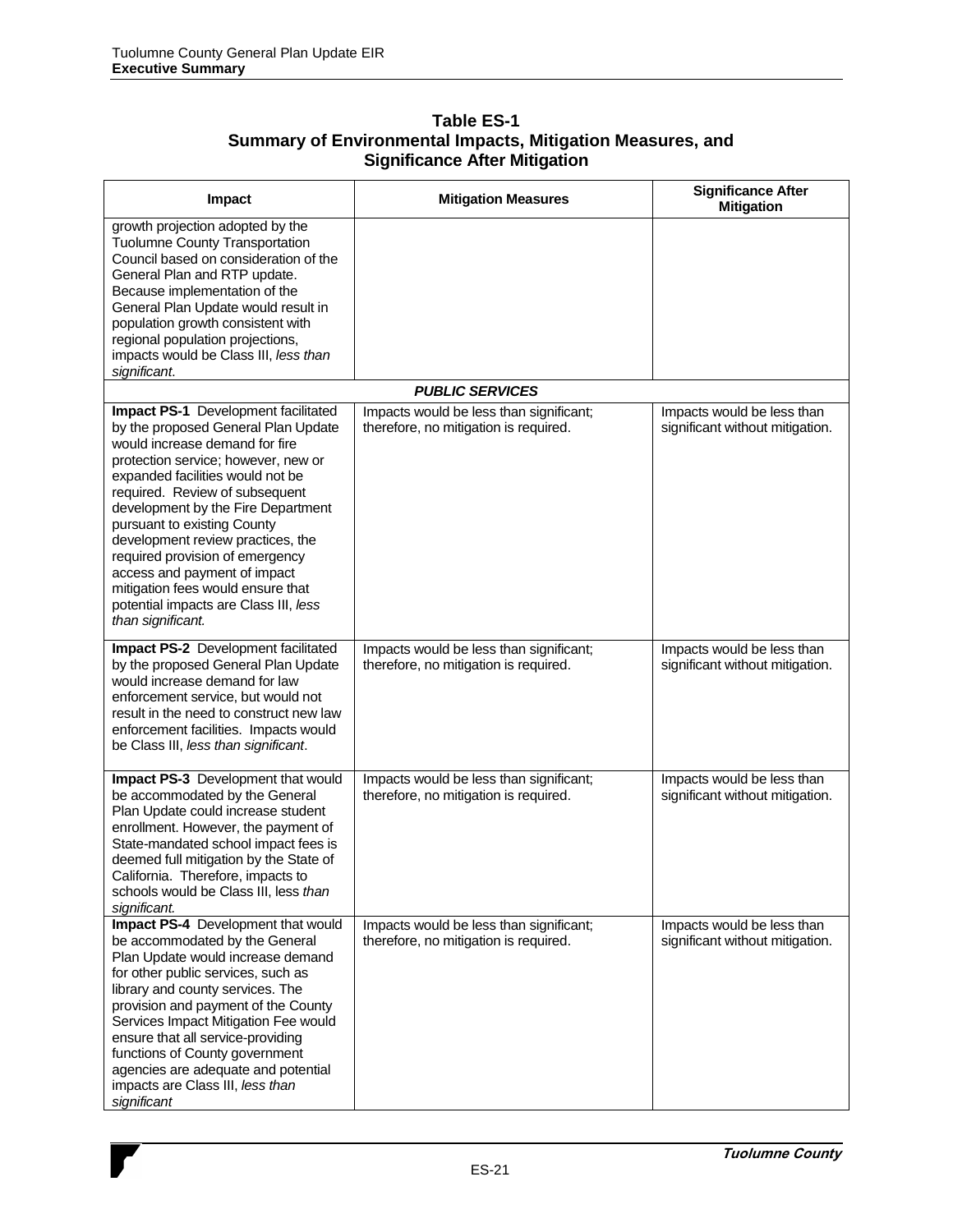**Table ES-1**
**Summary of Environmental Impacts, Mitigation Measures, and Significance After Mitigation**

| Impact | Mitigation Measures | Significance After Mitigation |
|---|---|---|
| growth projection adopted by the Tuolumne County Transportation Council based on consideration of the General Plan and RTP update. Because implementation of the General Plan Update would result in population growth consistent with regional population projections, impacts would be Class III, *less than significant*. | | |
| | ***PUBLIC SERVICES*** | |
| **Impact PS-1** Development facilitated by the proposed General Plan Update would increase demand for fire protection service; however, new or expanded facilities would not be required. Review of subsequent development by the Fire Department pursuant to existing County development review practices, the required provision of emergency access and payment of impact mitigation fees would ensure that potential impacts are Class III, *less than significant.* | Impacts would be less than significant; therefore, no mitigation is required. | Impacts would be less than significant without mitigation. |
| **Impact PS-2** Development facilitated by the proposed General Plan Update would increase demand for law enforcement service, but would not result in the need to construct new law enforcement facilities. Impacts would be Class III, *less than significant*. | Impacts would be less than significant; therefore, no mitigation is required. | Impacts would be less than significant without mitigation. |
| **Impact PS-3** Development that would be accommodated by the General Plan Update could increase student enrollment. However, the payment of State-mandated school impact fees is deemed full mitigation by the State of California. Therefore, impacts to schools would be Class III, less *than significant.* | Impacts would be less than significant; therefore, no mitigation is required. | Impacts would be less than significant without mitigation. |
| **Impact PS-4** Development that would be accommodated by the General Plan Update would increase demand for other public services, such as library and county services. The provision and payment of the County Services Impact Mitigation Fee would ensure that all service-providing functions of County government agencies are adequate and potential impacts are Class III, *less than significant* | Impacts would be less than significant; therefore, no mitigation is required. | Impacts would be less than significant without mitigation. |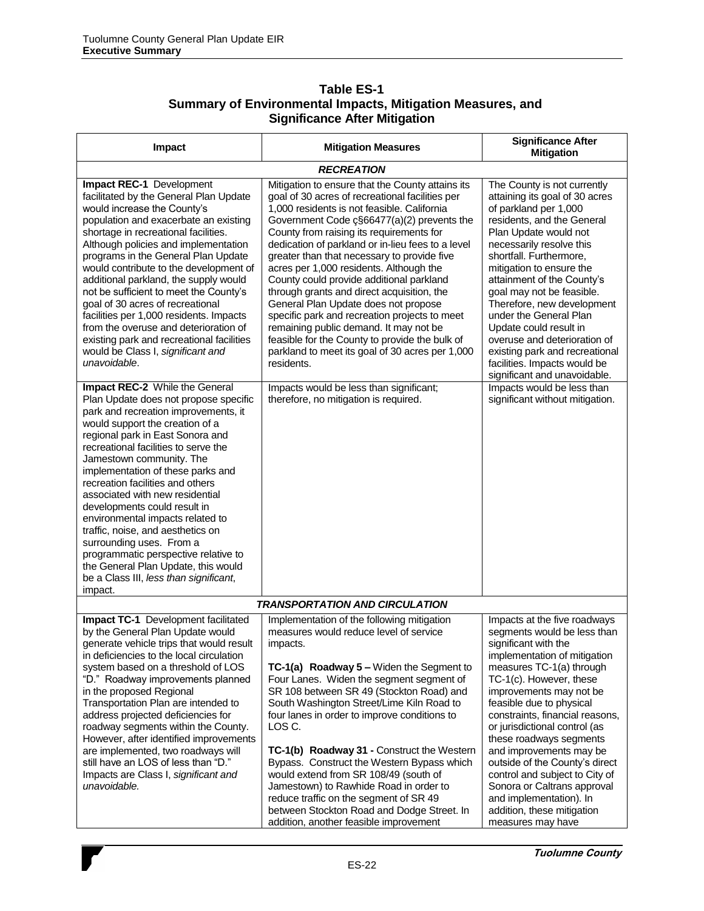**Table ES-1**
**Summary of Environmental Impacts, Mitigation Measures, and Significance After Mitigation**

| Impact | Mitigation Measures | Significance After Mitigation |
|---|---|---|
| ***RECREATION*** | | |
| **Impact REC-1** Development facilitated by the General Plan Update would increase the County's population and exacerbate an existing shortage in recreational facilities. Although policies and implementation programs in the General Plan Update would contribute to the development of additional parkland, the supply would not be sufficient to meet the County's goal of 30 acres of recreational facilities per 1,000 residents. Impacts from the overuse and deterioration of existing park and recreational facilities would be Class I, *significant and unavoidable*. | Mitigation to ensure that the County attains its goal of 30 acres of recreational facilities per 1,000 residents is not feasible. California Government Code ç§66477(a)(2) prevents the County from raising its requirements for dedication of parkland or in-lieu fees to a level greater than that necessary to provide five acres per 1,000 residents. Although the County could provide additional parkland through grants and direct acquisition, the General Plan Update does not propose specific park and recreation projects to meet remaining public demand. It may not be feasible for the County to provide the bulk of parkland to meet its goal of 30 acres per 1,000 residents. | The County is not currently attaining its goal of 30 acres of parkland per 1,000 residents, and the General Plan Update would not necessarily resolve this shortfall. Furthermore, mitigation to ensure the attainment of the County's goal may not be feasible. Therefore, new development under the General Plan Update could result in overuse and deterioration of existing park and recreational facilities. Impacts would be significant and unavoidable. |
| **Impact REC-2** While the General Plan Update does not propose specific park and recreation improvements, it would support the creation of a regional park in East Sonora and recreational facilities to serve the Jamestown community. The implementation of these parks and recreation facilities and others associated with new residential developments could result in environmental impacts related to traffic, noise, and aesthetics on surrounding uses. From a programmatic perspective relative to the General Plan Update, this would be a Class III, *less than significant*, impact. | Impacts would be less than significant; therefore, no mitigation is required. | Impacts would be less than significant without mitigation. |
| ***TRANSPORTATION AND CIRCULATION*** | | |
| **Impact TC-1** Development facilitated by the General Plan Update would generate vehicle trips that would result in deficiencies to the local circulation system based on a threshold of LOS "D." Roadway improvements planned in the proposed Regional Transportation Plan are intended to address projected deficiencies for roadway segments within the County. However, after identified improvements are implemented, two roadways will still have an LOS of less than "D." Impacts are Class I, *significant and unavoidable.* | Implementation of the following mitigation measures would reduce level of service impacts.<br><br>**TC-1(a) Roadway 5 –** Widen the Segment to Four Lanes. Widen the segment segment of SR 108 between SR 49 (Stockton Road) and South Washington Street/Lime Kiln Road to four lanes in order to improve conditions to LOS C.<br><br>**TC-1(b) Roadway 31 -** Construct the Western Bypass. Construct the Western Bypass which would extend from SR 108/49 (south of Jamestown) to Rawhide Road in order to reduce traffic on the segment of SR 49 between Stockton Road and Dodge Street. In addition, another feasible improvement | Impacts at the five roadways segments would be less than significant with the implementation of mitigation measures TC-1(a) through TC-1(c). However, these improvements may not be feasible due to physical constraints, financial reasons, or jurisdictional control (as these roadways segments and improvements may be outside of the County's direct control and subject to City of Sonora or Caltrans approval and implementation). In addition, these mitigation measures may have |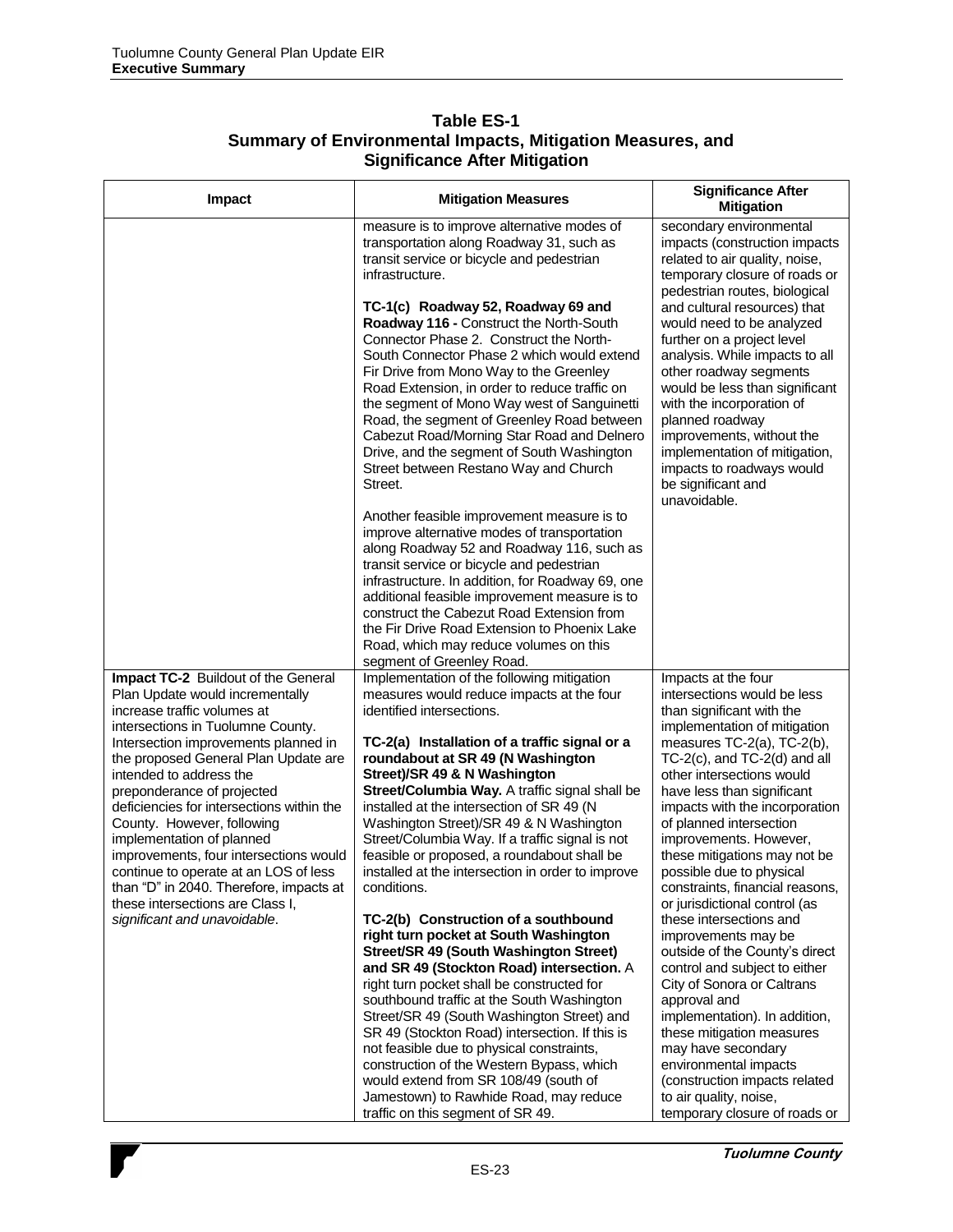**Table ES-1**
**Summary of Environmental Impacts, Mitigation Measures, and Significance After Mitigation**

| Impact | Mitigation Measures | Significance After Mitigation |
|---|---|---|
| | measure is to improve alternative modes of transportation along Roadway 31, such as transit service or bicycle and pedestrian infrastructure.<br><br>**TC-1(c) Roadway 52, Roadway 69 and Roadway 116 -** Construct the North-South Connector Phase 2. Construct the North-South Connector Phase 2 which would extend Fir Drive from Mono Way to the Greenley Road Extension, in order to reduce traffic on the segment of Mono Way west of Sanguinetti Road, the segment of Greenley Road between Cabezut Road/Morning Star Road and Delnero Drive, and the segment of South Washington Street between Restano Way and Church Street.<br><br>Another feasible improvement measure is to improve alternative modes of transportation along Roadway 52 and Roadway 116, such as transit service or bicycle and pedestrian infrastructure. In addition, for Roadway 69, one additional feasible improvement measure is to construct the Cabezut Road Extension from the Fir Drive Road Extension to Phoenix Lake Road, which may reduce volumes on this segment of Greenley Road. | secondary environmental impacts (construction impacts related to air quality, noise, temporary closure of roads or pedestrian routes, biological and cultural resources) that would need to be analyzed further on a project level analysis. While impacts to all other roadway segments would be less than significant with the incorporation of planned roadway improvements, without the implementation of mitigation, impacts to roadways would be significant and unavoidable. |
| **Impact TC-2** Buildout of the General Plan Update would incrementally increase traffic volumes at intersections in Tuolumne County. Intersection improvements planned in the proposed General Plan Update are intended to address the preponderance of projected deficiencies for intersections within the County. However, following implementation of planned improvements, four intersections would continue to operate at an LOS of less than "D" in 2040. Therefore, impacts at these intersections are Class I, *significant and unavoidable*. | Implementation of the following mitigation measures would reduce impacts at the four identified intersections.<br><br>**TC-2(a) Installation of a traffic signal or a roundabout at SR 49 (N Washington Street)/SR 49 & N Washington Street/Columbia Way.** A traffic signal shall be installed at the intersection of SR 49 (N Washington Street)/SR 49 & N Washington Street/Columbia Way. If a traffic signal is not feasible or proposed, a roundabout shall be installed at the intersection in order to improve conditions.<br><br>**TC-2(b) Construction of a southbound right turn pocket at South Washington Street/SR 49 (South Washington Street) and SR 49 (Stockton Road) intersection.** A right turn pocket shall be constructed for southbound traffic at the South Washington Street/SR 49 (South Washington Street) and SR 49 (Stockton Road) intersection. If this is not feasible due to physical constraints, construction of the Western Bypass, which would extend from SR 108/49 (south of Jamestown) to Rawhide Road, may reduce traffic on this segment of SR 49. | Impacts at the four intersections would be less than significant with the implementation of mitigation measures TC-2(a), TC-2(b), TC-2(c), and TC-2(d) and all other intersections would have less than significant impacts with the incorporation of planned intersection improvements. However, these mitigations may not be possible due to physical constraints, financial reasons, or jurisdictional control (as these intersections and improvements may be outside of the County's direct control and subject to either City of Sonora or Caltrans approval and implementation). In addition, these mitigation measures may have secondary environmental impacts (construction impacts related to air quality, noise, temporary closure of roads or |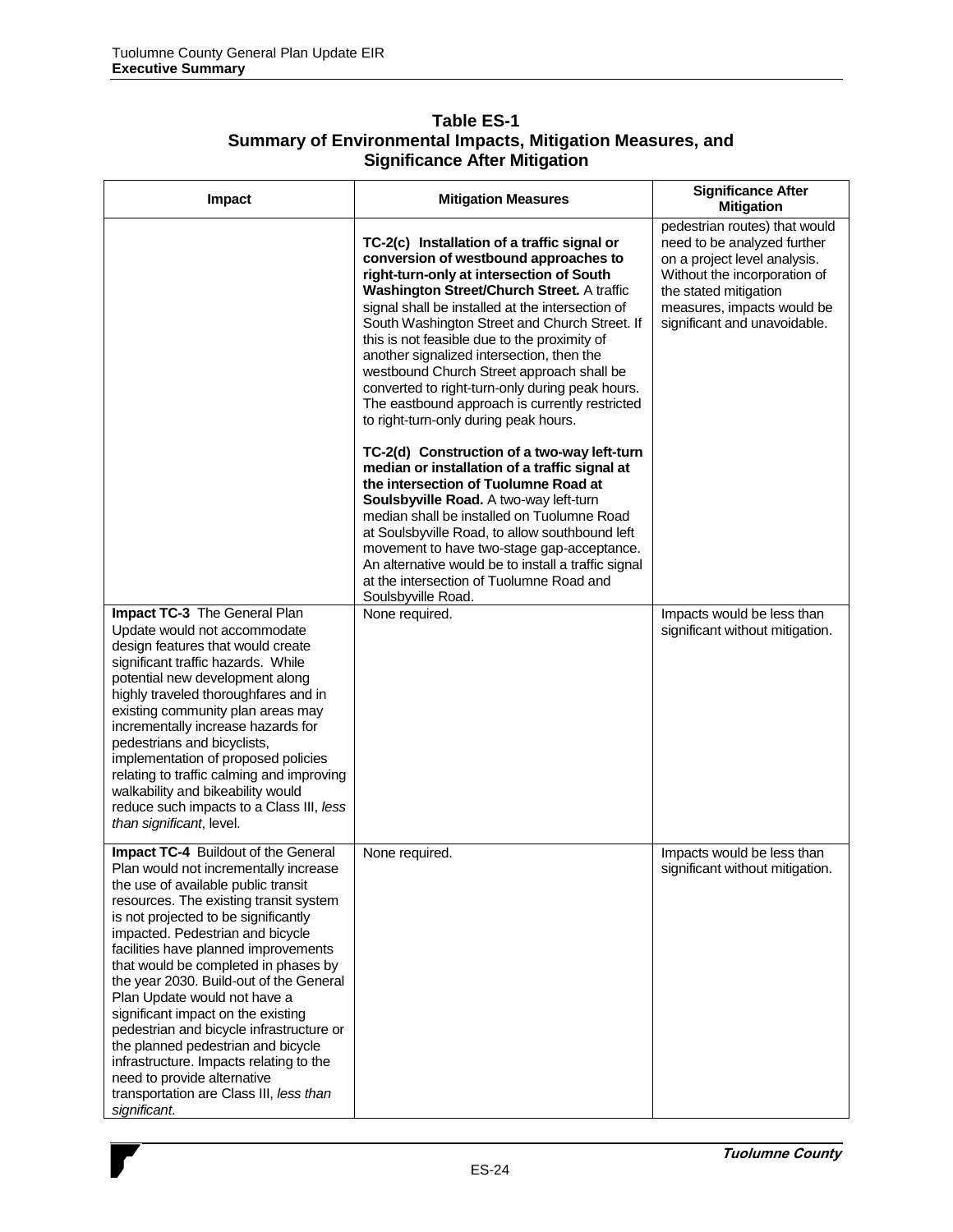**Table ES-1**
**Summary of Environmental Impacts, Mitigation Measures, and Significance After Mitigation**

| Impact | Mitigation Measures | Significance After Mitigation |
|---|---|---|
| | **TC-2(c) Installation of a traffic signal or conversion of westbound approaches to right-turn-only at intersection of South Washington Street/Church Street.** A traffic signal shall be installed at the intersection of South Washington Street and Church Street. If this is not feasible due to the proximity of another signalized intersection, then the westbound Church Street approach shall be converted to right-turn-only during peak hours. The eastbound approach is currently restricted to right-turn-only during peak hours.<br><br>**TC-2(d) Construction of a two-way left-turn median or installation of a traffic signal at the intersection of Tuolumne Road at Soulsbyville Road.** A two-way left-turn median shall be installed on Tuolumne Road at Soulsbyville Road, to allow southbound left movement to have two-stage gap-acceptance. An alternative would be to install a traffic signal at the intersection of Tuolumne Road and Soulsbyville Road. | pedestrian routes) that would need to be analyzed further on a project level analysis. Without the incorporation of the stated mitigation measures, impacts would be significant and unavoidable. |
| **Impact TC-3** The General Plan Update would not accommodate design features that would create significant traffic hazards. While potential new development along highly traveled thoroughfares and in existing community plan areas may incrementally increase hazards for pedestrians and bicyclists, implementation of proposed policies relating to traffic calming and improving walkability and bikeability would reduce such impacts to a Class III, *less than significant*, level. | None required. | Impacts would be less than significant without mitigation. |
| **Impact TC-4** Buildout of the General Plan would not incrementally increase the use of available public transit resources. The existing transit system is not projected to be significantly impacted. Pedestrian and bicycle facilities have planned improvements that would be completed in phases by the year 2030. Build-out of the General Plan Update would not have a significant impact on the existing pedestrian and bicycle infrastructure or the planned pedestrian and bicycle infrastructure. Impacts relating to the need to provide alternative transportation are Class III, *less than significant*. | None required. | Impacts would be less than significant without mitigation. |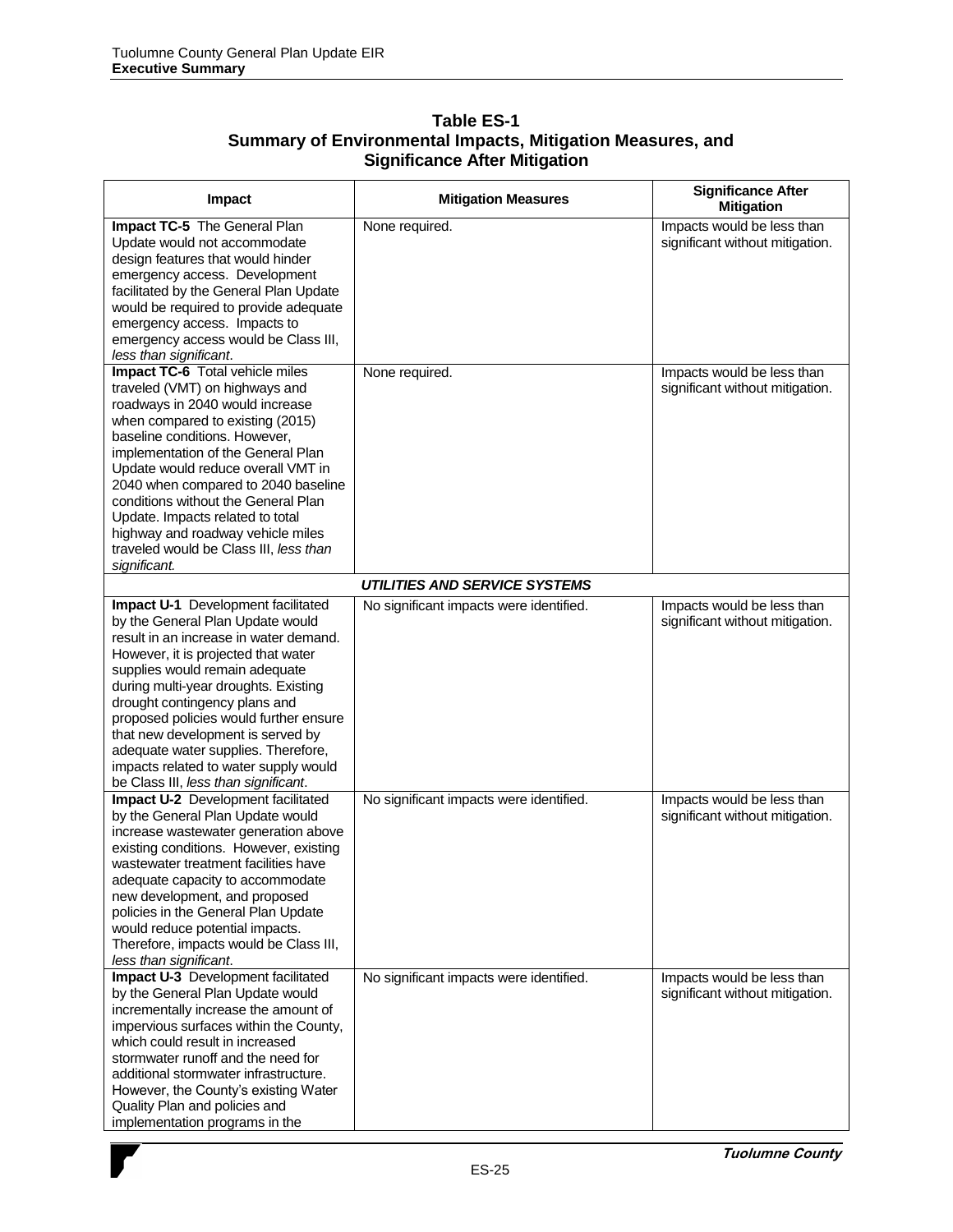**Table ES-1**
**Summary of Environmental Impacts, Mitigation Measures, and Significance After Mitigation**

| Impact | Mitigation Measures | Significance After Mitigation |
|---|---|---|
| **Impact TC-5** The General Plan Update would not accommodate design features that would hinder emergency access. Development facilitated by the General Plan Update would be required to provide adequate emergency access. Impacts to emergency access would be Class III, *less than significant*. | None required. | Impacts would be less than significant without mitigation. |
| **Impact TC-6** Total vehicle miles traveled (VMT) on highways and roadways in 2040 would increase when compared to existing (2015) baseline conditions. However, implementation of the General Plan Update would reduce overall VMT in 2040 when compared to 2040 baseline conditions without the General Plan Update. Impacts related to total highway and roadway vehicle miles traveled would be Class III, *less than significant.* | None required. | Impacts would be less than significant without mitigation. |
| | ***UTILITIES AND SERVICE SYSTEMS*** | |
| **Impact U-1** Development facilitated by the General Plan Update would result in an increase in water demand. However, it is projected that water supplies would remain adequate during multi-year droughts. Existing drought contingency plans and proposed policies would further ensure that new development is served by adequate water supplies. Therefore, impacts related to water supply would be Class III, *less than significant*. | No significant impacts were identified. | Impacts would be less than significant without mitigation. |
| **Impact U-2** Development facilitated by the General Plan Update would increase wastewater generation above existing conditions. However, existing wastewater treatment facilities have adequate capacity to accommodate new development, and proposed policies in the General Plan Update would reduce potential impacts. Therefore, impacts would be Class III, *less than significant*. | No significant impacts were identified. | Impacts would be less than significant without mitigation. |
| **Impact U-3** Development facilitated by the General Plan Update would incrementally increase the amount of impervious surfaces within the County, which could result in increased stormwater runoff and the need for additional stormwater infrastructure. However, the County's existing Water Quality Plan and policies and implementation programs in the | No significant impacts were identified. | Impacts would be less than significant without mitigation. |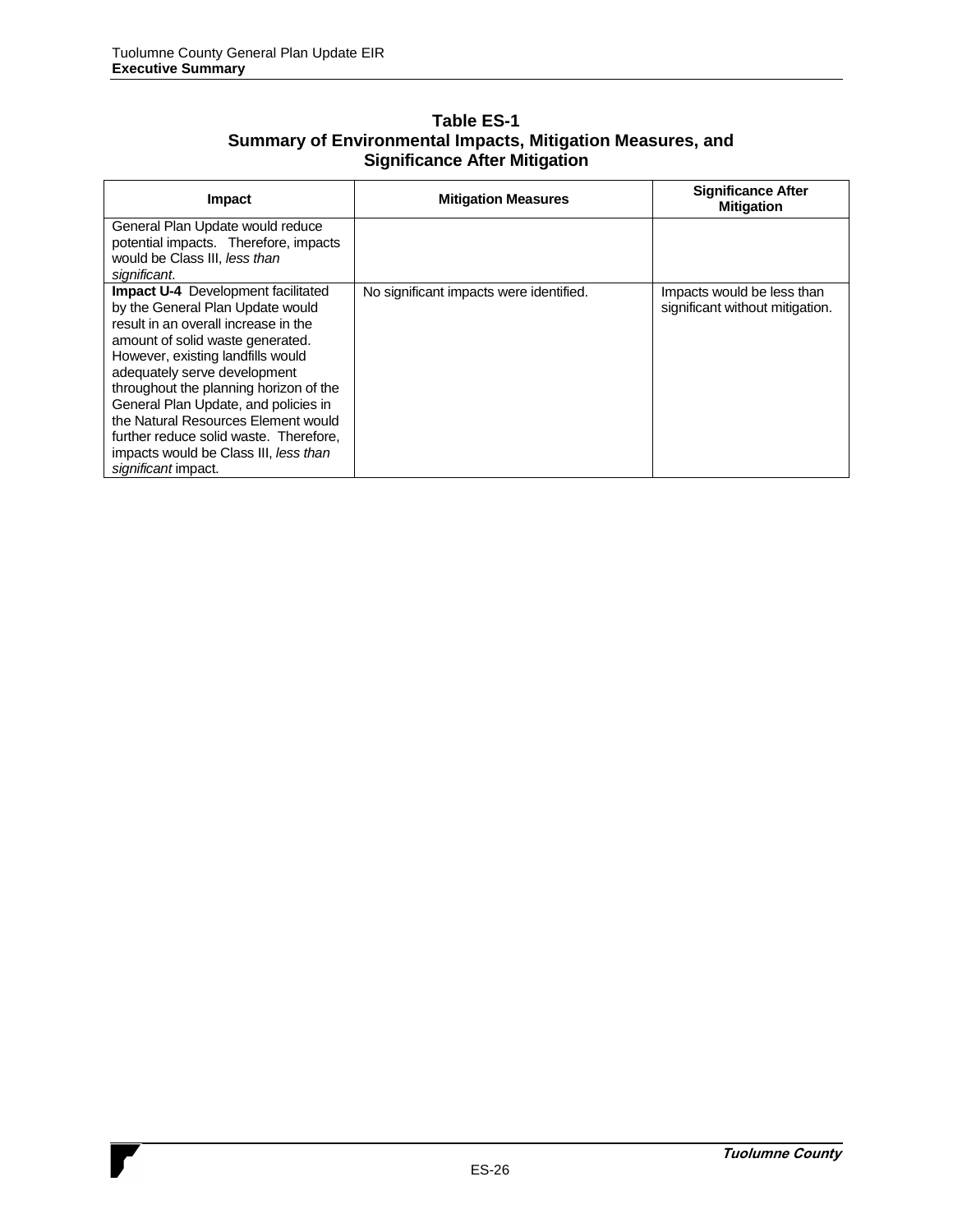**Table ES-1**
**Summary of Environmental Impacts, Mitigation Measures, and Significance After Mitigation**

| Impact | Mitigation Measures | Significance After Mitigation |
|---|---|---|
| General Plan Update would reduce potential impacts. Therefore, impacts would be Class III, *less than significant*. | | |
| **Impact U-4** Development facilitated by the General Plan Update would result in an overall increase in the amount of solid waste generated. However, existing landfills would adequately serve development throughout the planning horizon of the General Plan Update, and policies in the Natural Resources Element would further reduce solid waste. Therefore, impacts would be Class III, *less than significant* impact. | No significant impacts were identified. | Impacts would be less than significant without mitigation. |